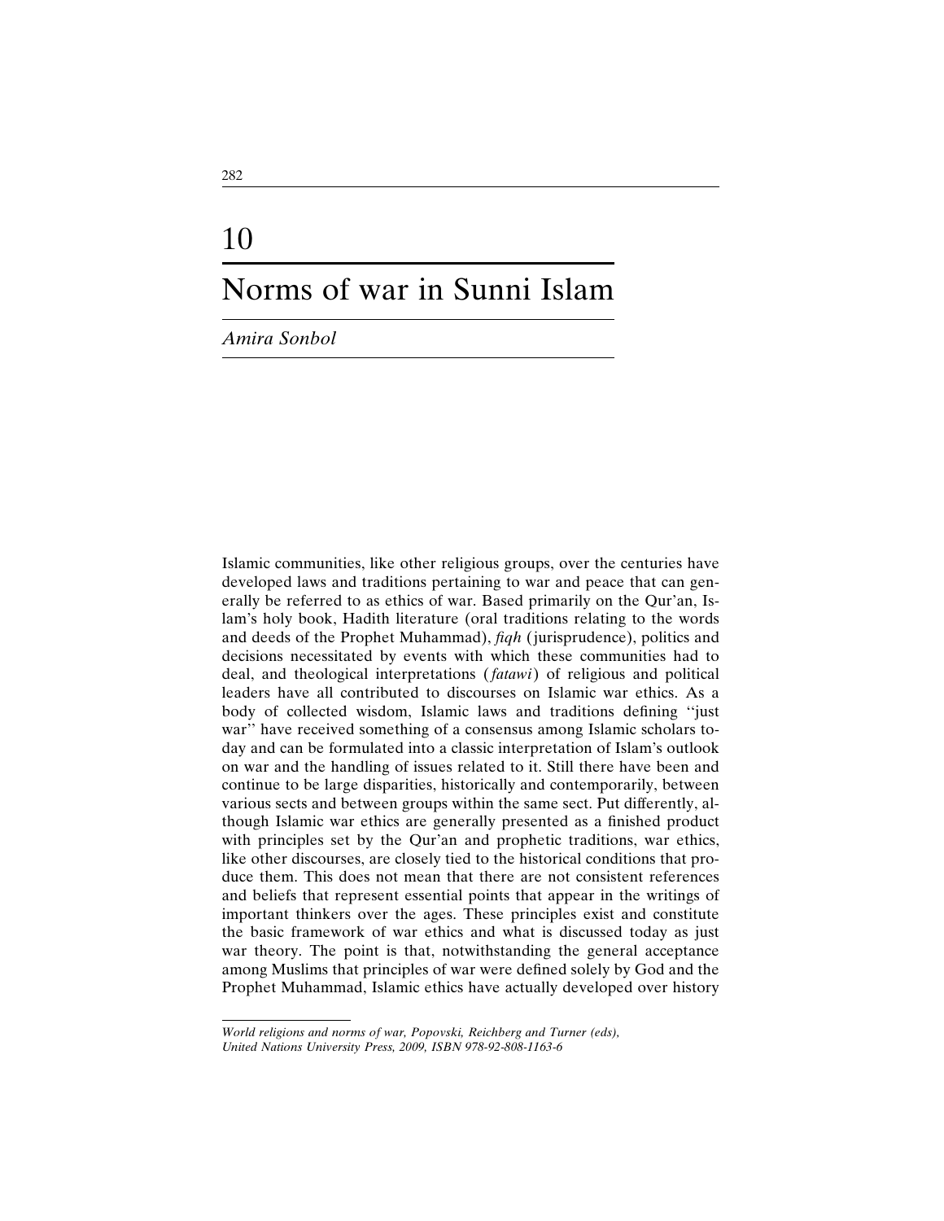# 10

# Norms of war in Sunni Islam

*Amira Sonbol*

Islamic communities, like other religious groups, over the centuries have developed laws and traditions pertaining to war and peace that can generally be referred to as ethics of war. Based primarily on the Qur'an, Islam's holy book, Hadith literature (oral traditions relating to the words and deeds of the Prophet Muhammad), *fiqh* (jurisprudence), politics and decisions necessitated by events with which these communities had to deal, and theological interpretations (*fatawi*) of religious and political leaders have all contributed to discourses on Islamic war ethics. As a body of collected wisdom, Islamic laws and traditions defining ''just war'' have received something of a consensus among Islamic scholars today and can be formulated into a classic interpretation of Islam's outlook on war and the handling of issues related to it. Still there have been and continue to be large disparities, historically and contemporarily, between various sects and between groups within the same sect. Put differently, although Islamic war ethics are generally presented as a finished product with principles set by the Qur'an and prophetic traditions, war ethics, like other discourses, are closely tied to the historical conditions that produce them. This does not mean that there are not consistent references and beliefs that represent essential points that appear in the writings of important thinkers over the ages. These principles exist and constitute the basic framework of war ethics and what is discussed today as just war theory. The point is that, notwithstanding the general acceptance among Muslims that principles of war were defined solely by God and the Prophet Muhammad, Islamic ethics have actually developed over history

*World religions and norms of war, Popovski, Reichberg and Turner (eds), United Nations University Press, 2009, ISBN 978-92-808-1163-6*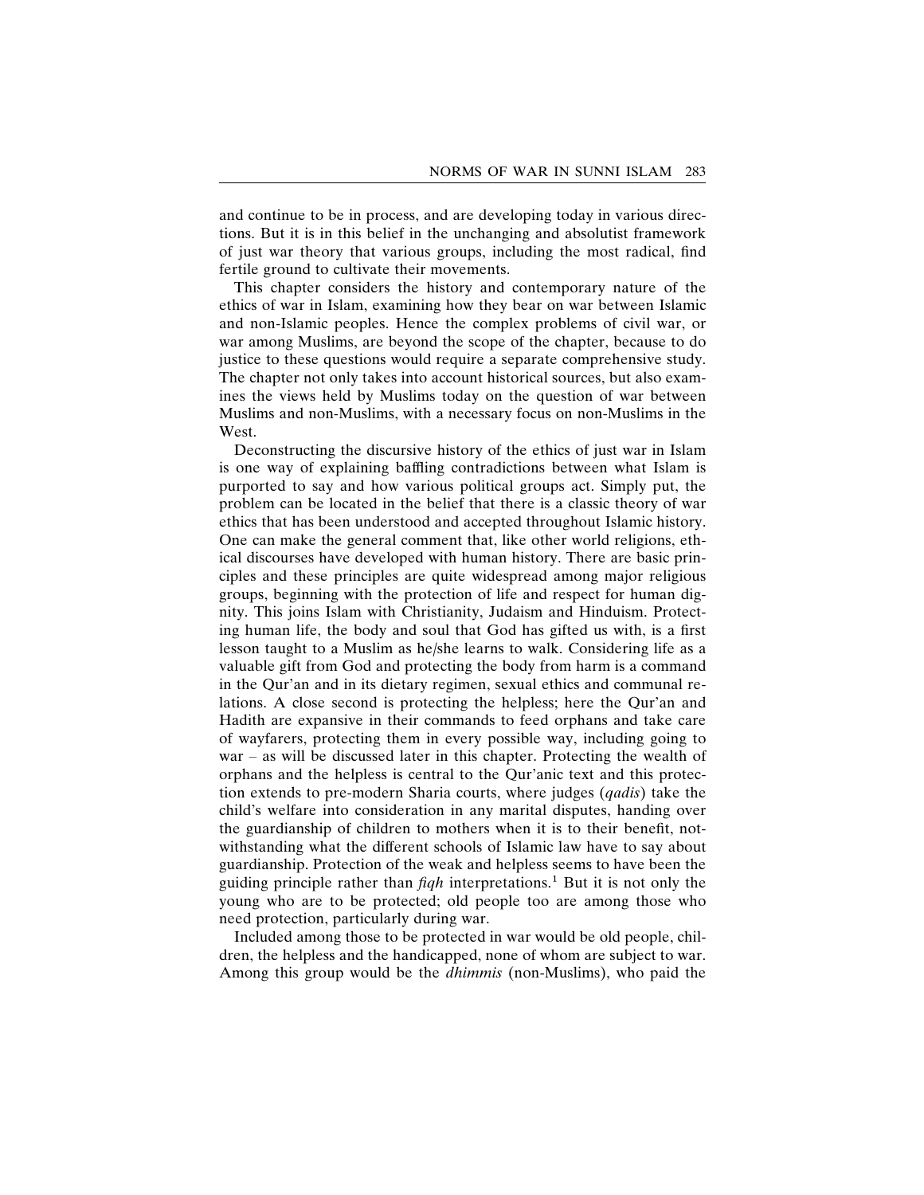and continue to be in process, and are developing today in various directions. But it is in this belief in the unchanging and absolutist framework of just war theory that various groups, including the most radical, find fertile ground to cultivate their movements.

This chapter considers the history and contemporary nature of the ethics of war in Islam, examining how they bear on war between Islamic and non-Islamic peoples. Hence the complex problems of civil war, or war among Muslims, are beyond the scope of the chapter, because to do justice to these questions would require a separate comprehensive study. The chapter not only takes into account historical sources, but also examines the views held by Muslims today on the question of war between Muslims and non-Muslims, with a necessary focus on non-Muslims in the West.

Deconstructing the discursive history of the ethics of just war in Islam is one way of explaining baffling contradictions between what Islam is purported to say and how various political groups act. Simply put, the problem can be located in the belief that there is a classic theory of war ethics that has been understood and accepted throughout Islamic history. One can make the general comment that, like other world religions, ethical discourses have developed with human history. There are basic principles and these principles are quite widespread among major religious groups, beginning with the protection of life and respect for human dignity. This joins Islam with Christianity, Judaism and Hinduism. Protecting human life, the body and soul that God has gifted us with, is a first lesson taught to a Muslim as he/she learns to walk. Considering life as a valuable gift from God and protecting the body from harm is a command in the Qur'an and in its dietary regimen, sexual ethics and communal relations. A close second is protecting the helpless; here the Qur'an and Hadith are expansive in their commands to feed orphans and take care of wayfarers, protecting them in every possible way, including going to war – as will be discussed later in this chapter. Protecting the wealth of orphans and the helpless is central to the Qur'anic text and this protection extends to pre-modern Sharia courts, where judges (*qadis*) take the child's welfare into consideration in any marital disputes, handing over the guardianship of children to mothers when it is to their benefit, notwithstanding what the different schools of Islamic law have to say about guardianship. Protection of the weak and helpless seems to have been the guiding principle rather than *fiqh* interpretations.[1] But it is not only the young who are to be protected; old people too are among those who need protection, particularly during war.

Included among those to be protected in war would be old people, children, the helpless and the handicapped, none of whom are subject to war. Among this group would be the *dhimmis* (non-Muslims), who paid the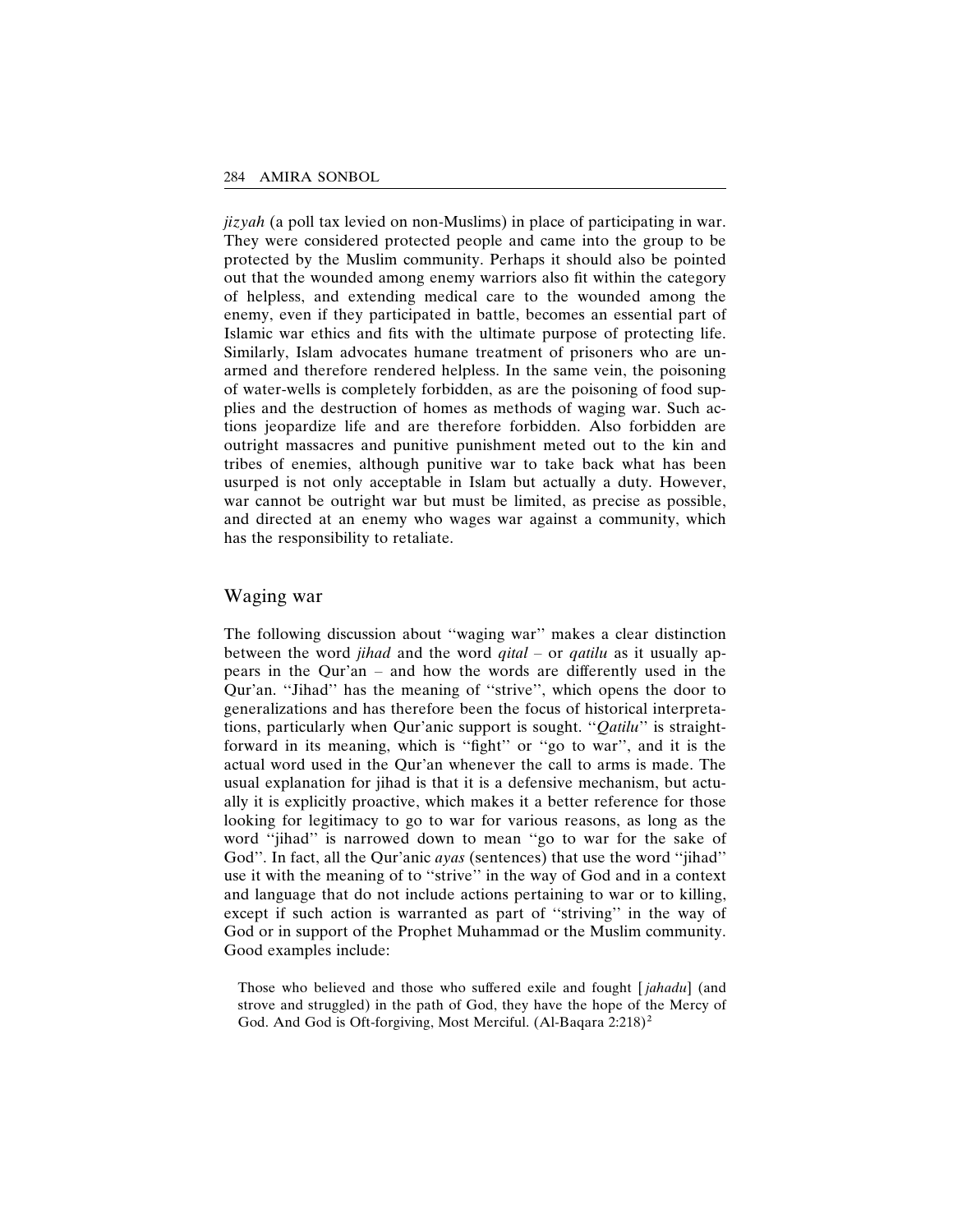*jizyah* (a poll tax levied on non-Muslims) in place of participating in war. They were considered protected people and came into the group to be protected by the Muslim community. Perhaps it should also be pointed out that the wounded among enemy warriors also fit within the category of helpless, and extending medical care to the wounded among the enemy, even if they participated in battle, becomes an essential part of Islamic war ethics and fits with the ultimate purpose of protecting life. Similarly, Islam advocates humane treatment of prisoners who are unarmed and therefore rendered helpless. In the same vein, the poisoning of water-wells is completely forbidden, as are the poisoning of food supplies and the destruction of homes as methods of waging war. Such actions jeopardize life and are therefore forbidden. Also forbidden are outright massacres and punitive punishment meted out to the kin and tribes of enemies, although punitive war to take back what has been usurped is not only acceptable in Islam but actually a duty. However, war cannot be outright war but must be limited, as precise as possible, and directed at an enemy who wages war against a community, which has the responsibility to retaliate.

## Waging war

The following discussion about ''waging war'' makes a clear distinction between the word *jihad* and the word *qital* – or *qatilu* as it usually appears in the Qur'an – and how the words are differently used in the Qur'an. ''Jihad'' has the meaning of ''strive'', which opens the door to generalizations and has therefore been the focus of historical interpretations, particularly when Qur'anic support is sought. ''*Qatilu*'' is straightforward in its meaning, which is ''fight'' or ''go to war'', and it is the actual word used in the Qur'an whenever the call to arms is made. The usual explanation for jihad is that it is a defensive mechanism, but actually it is explicitly proactive, which makes it a better reference for those looking for legitimacy to go to war for various reasons, as long as the word ''jihad'' is narrowed down to mean ''go to war for the sake of God''. In fact, all the Qur'anic *ayas* (sentences) that use the word ''jihad'' use it with the meaning of to ''strive'' in the way of God and in a context and language that do not include actions pertaining to war or to killing, except if such action is warranted as part of ''striving'' in the way of God or in support of the Prophet Muhammad or the Muslim community. Good examples include:

> Those who believed and those who suffered exile and fought [*jahadu*] (and strove and struggled) in the path of God, they have the hope of the Mercy of God. And God is Oft-forgiving, Most Merciful. (Al-Baqara 2:218)[2]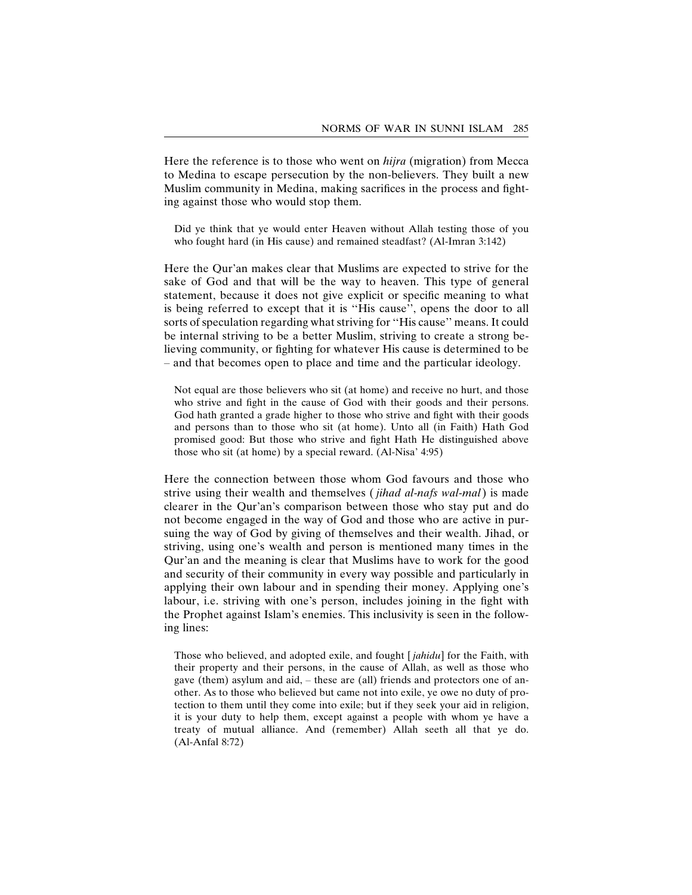Here the reference is to those who went on *hijra* (migration) from Mecca to Medina to escape persecution by the non-believers. They built a new Muslim community in Medina, making sacrifices in the process and fighting against those who would stop them.

> Did ye think that ye would enter Heaven without Allah testing those of you who fought hard (in His cause) and remained steadfast? (Al-Imran 3:142)

Here the Qur'an makes clear that Muslims are expected to strive for the sake of God and that will be the way to heaven. This type of general statement, because it does not give explicit or specific meaning to what is being referred to except that it is ''His cause'', opens the door to all sorts of speculation regarding what striving for ''His cause'' means. It could be internal striving to be a better Muslim, striving to create a strong believing community, or fighting for whatever His cause is determined to be – and that becomes open to place and time and the particular ideology.

> Not equal are those believers who sit (at home) and receive no hurt, and those who strive and fight in the cause of God with their goods and their persons. God hath granted a grade higher to those who strive and fight with their goods and persons than to those who sit (at home). Unto all (in Faith) Hath God promised good: But those who strive and fight Hath He distinguished above those who sit (at home) by a special reward. (Al-Nisa' 4:95)

Here the connection between those whom God favours and those who strive using their wealth and themselves (*jihad al-nafs wal-mal*) is made clearer in the Qur'an's comparison between those who stay put and do not become engaged in the way of God and those who are active in pursuing the way of God by giving of themselves and their wealth. Jihad, or striving, using one's wealth and person is mentioned many times in the Qur'an and the meaning is clear that Muslims have to work for the good and security of their community in every way possible and particularly in applying their own labour and in spending their money. Applying one's labour, i.e. striving with one's person, includes joining in the fight with the Prophet against Islam's enemies. This inclusivity is seen in the following lines:

> Those who believed, and adopted exile, and fought [*jahidu*] for the Faith, with their property and their persons, in the cause of Allah, as well as those who gave (them) asylum and aid, – these are (all) friends and protectors one of another. As to those who believed but came not into exile, ye owe no duty of protection to them until they come into exile; but if they seek your aid in religion, it is your duty to help them, except against a people with whom ye have a treaty of mutual alliance. And (remember) Allah seeth all that ye do. (Al-Anfal 8:72)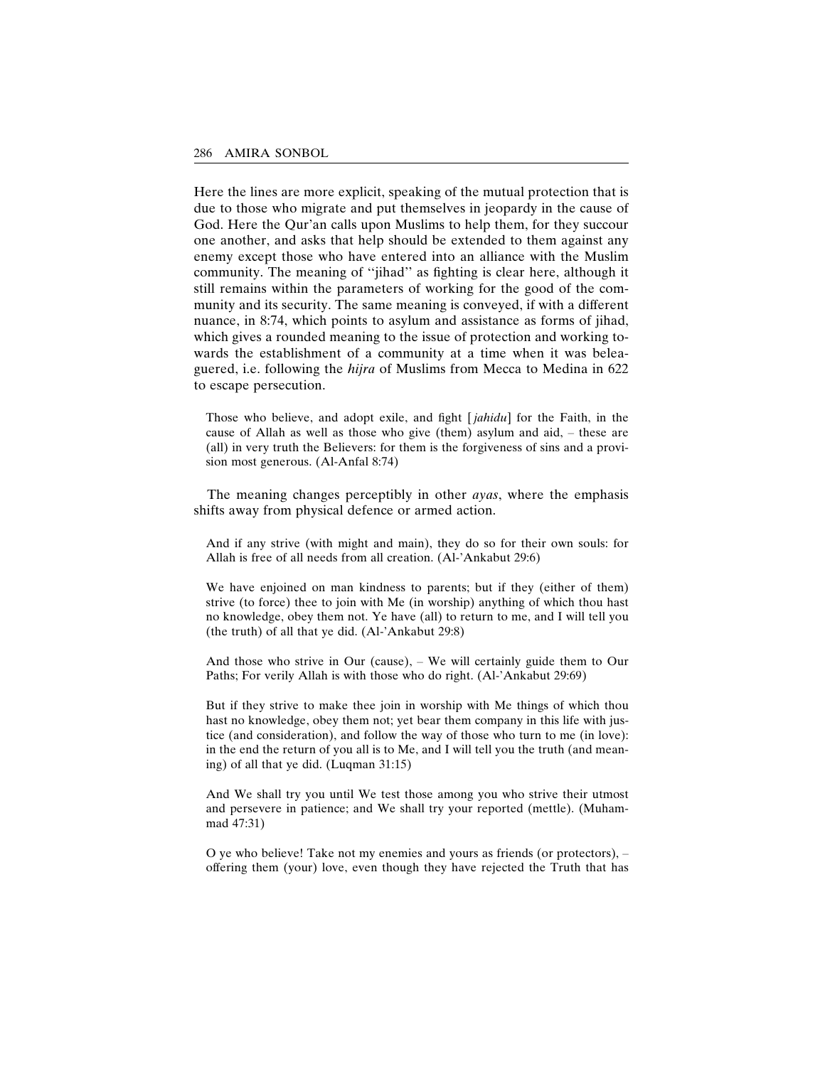Here the lines are more explicit, speaking of the mutual protection that is due to those who migrate and put themselves in jeopardy in the cause of God. Here the Qur'an calls upon Muslims to help them, for they succour one another, and asks that help should be extended to them against any enemy except those who have entered into an alliance with the Muslim community. The meaning of "jihad" as fighting is clear here, although it still remains within the parameters of working for the good of the community and its security. The same meaning is conveyed, if with a different nuance, in 8:74, which points to asylum and assistance as forms of jihad, which gives a rounded meaning to the issue of protection and working towards the establishment of a community at a time when it was beleaguered, i.e. following the *hijra* of Muslims from Mecca to Medina in 622 to escape persecution.

> Those who believe, and adopt exile, and fight [*jahidu*] for the Faith, in the cause of Allah as well as those who give (them) asylum and aid, – these are (all) in very truth the Believers: for them is the forgiveness of sins and a provision most generous. (Al-Anfal 8:74)

The meaning changes perceptibly in other *ayas*, where the emphasis shifts away from physical defence or armed action.

> And if any strive (with might and main), they do so for their own souls: for Allah is free of all needs from all creation. (Al-'Ankabut 29:6)

> We have enjoined on man kindness to parents; but if they (either of them) strive (to force) thee to join with Me (in worship) anything of which thou hast no knowledge, obey them not. Ye have (all) to return to me, and I will tell you (the truth) of all that ye did. (Al-'Ankabut 29:8)

> And those who strive in Our (cause), – We will certainly guide them to Our Paths; For verily Allah is with those who do right. (Al-'Ankabut 29:69)

> But if they strive to make thee join in worship with Me things of which thou hast no knowledge, obey them not; yet bear them company in this life with justice (and consideration), and follow the way of those who turn to me (in love): in the end the return of you all is to Me, and I will tell you the truth (and meaning) of all that ye did. (Luqman 31:15)

> And We shall try you until We test those among you who strive their utmost and persevere in patience; and We shall try your reported (mettle). (Muhammad 47:31)

> O ye who believe! Take not my enemies and yours as friends (or protectors), – offering them (your) love, even though they have rejected the Truth that has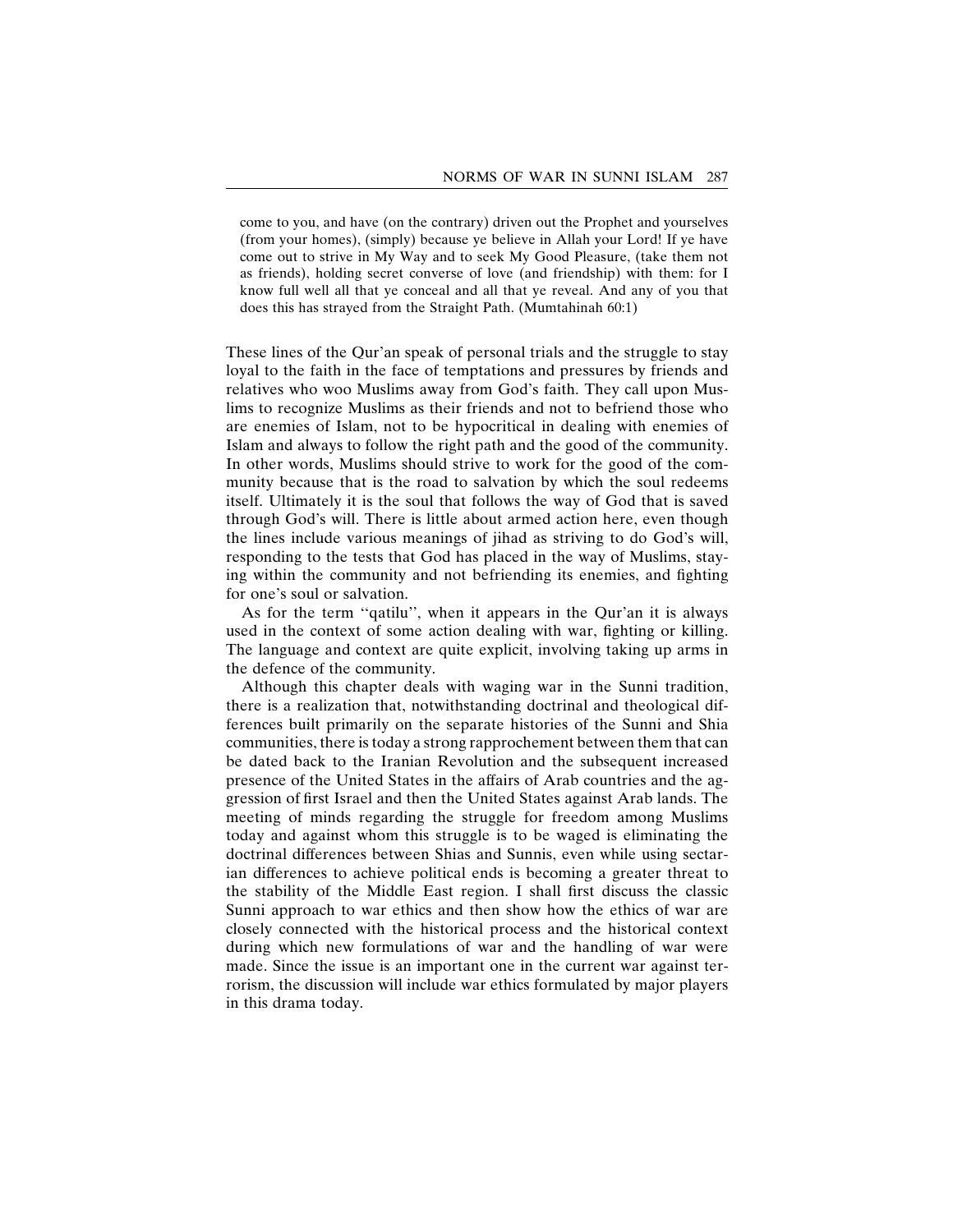> come to you, and have (on the contrary) driven out the Prophet and yourselves (from your homes), (simply) because ye believe in Allah your Lord! If ye have come out to strive in My Way and to seek My Good Pleasure, (take them not as friends), holding secret converse of love (and friendship) with them: for I know full well all that ye conceal and all that ye reveal. And any of you that does this has strayed from the Straight Path. (Mumtahinah 60:1)

These lines of the Qur'an speak of personal trials and the struggle to stay loyal to the faith in the face of temptations and pressures by friends and relatives who woo Muslims away from God's faith. They call upon Muslims to recognize Muslims as their friends and not to befriend those who are enemies of Islam, not to be hypocritical in dealing with enemies of Islam and always to follow the right path and the good of the community. In other words, Muslims should strive to work for the good of the community because that is the road to salvation by which the soul redeems itself. Ultimately it is the soul that follows the way of God that is saved through God's will. There is little about armed action here, even though the lines include various meanings of jihad as striving to do God's will, responding to the tests that God has placed in the way of Muslims, staying within the community and not befriending its enemies, and fighting for one's soul or salvation.

As for the term ''qatilu'', when it appears in the Qur'an it is always used in the context of some action dealing with war, fighting or killing. The language and context are quite explicit, involving taking up arms in the defence of the community.

Although this chapter deals with waging war in the Sunni tradition, there is a realization that, notwithstanding doctrinal and theological differences built primarily on the separate histories of the Sunni and Shia communities, there is today a strong rapprochement between them that can be dated back to the Iranian Revolution and the subsequent increased presence of the United States in the affairs of Arab countries and the aggression of first Israel and then the United States against Arab lands. The meeting of minds regarding the struggle for freedom among Muslims today and against whom this struggle is to be waged is eliminating the doctrinal differences between Shias and Sunnis, even while using sectarian differences to achieve political ends is becoming a greater threat to the stability of the Middle East region. I shall first discuss the classic Sunni approach to war ethics and then show how the ethics of war are closely connected with the historical process and the historical context during which new formulations of war and the handling of war were made. Since the issue is an important one in the current war against terrorism, the discussion will include war ethics formulated by major players in this drama today.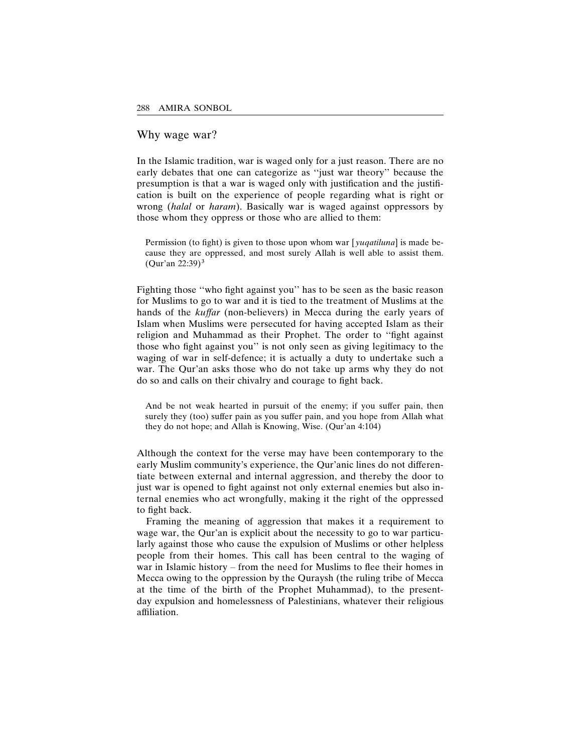## Why wage war?

In the Islamic tradition, war is waged only for a just reason. There are no early debates that one can categorize as "just war theory" because the presumption is that a war is waged only with justification and the justification is built on the experience of people regarding what is right or wrong (*halal* or *haram*). Basically war is waged against oppressors by those whom they oppress or those who are allied to them:

> Permission (to fight) is given to those upon whom war [*yuqatiluna*] is made because they are oppressed, and most surely Allah is well able to assist them. (Qur'an 22:39)[3]

Fighting those "who fight against you" has to be seen as the basic reason for Muslims to go to war and it is tied to the treatment of Muslims at the hands of the *kuffar* (non-believers) in Mecca during the early years of Islam when Muslims were persecuted for having accepted Islam as their religion and Muhammad as their Prophet. The order to "fight against those who fight against you" is not only seen as giving legitimacy to the waging of war in self-defence; it is actually a duty to undertake such a war. The Qur'an asks those who do not take up arms why they do not do so and calls on their chivalry and courage to fight back.

> And be not weak hearted in pursuit of the enemy; if you suffer pain, then surely they (too) suffer pain as you suffer pain, and you hope from Allah what they do not hope; and Allah is Knowing, Wise. (Qur'an 4:104)

Although the context for the verse may have been contemporary to the early Muslim community's experience, the Qur'anic lines do not differentiate between external and internal aggression, and thereby the door to just war is opened to fight against not only external enemies but also internal enemies who act wrongfully, making it the right of the oppressed to fight back.

Framing the meaning of aggression that makes it a requirement to wage war, the Qur'an is explicit about the necessity to go to war particularly against those who cause the expulsion of Muslims or other helpless people from their homes. This call has been central to the waging of war in Islamic history – from the need for Muslims to flee their homes in Mecca owing to the oppression by the Quraysh (the ruling tribe of Mecca at the time of the birth of the Prophet Muhammad), to the present-day expulsion and homelessness of Palestinians, whatever their religious affiliation.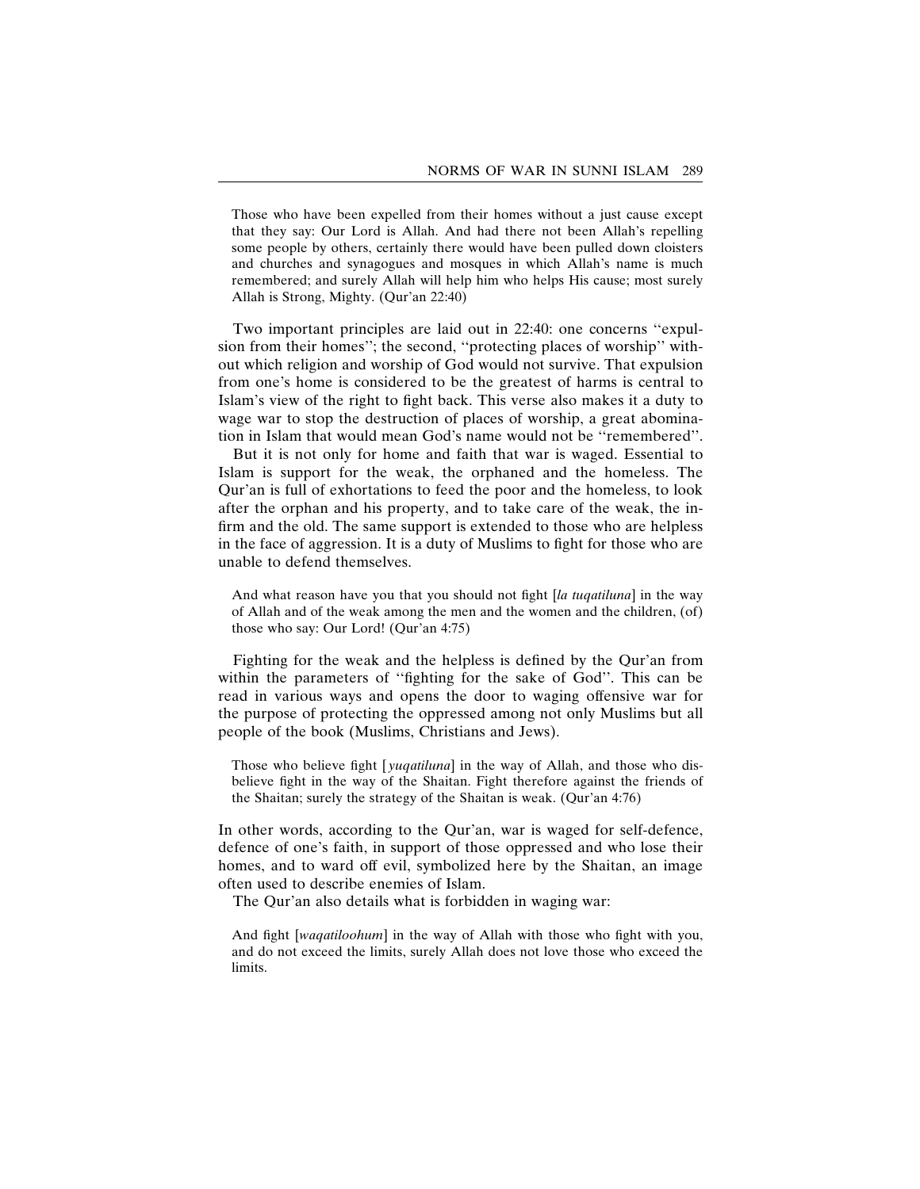> Those who have been expelled from their homes without a just cause except that they say: Our Lord is Allah. And had there not been Allah's repelling some people by others, certainly there would have been pulled down cloisters and churches and synagogues and mosques in which Allah's name is much remembered; and surely Allah will help him who helps His cause; most surely Allah is Strong, Mighty. (Qur'an 22:40)

Two important principles are laid out in 22:40: one concerns ''expulsion from their homes''; the second, ''protecting places of worship'' without which religion and worship of God would not survive. That expulsion from one's home is considered to be the greatest of harms is central to Islam's view of the right to fight back. This verse also makes it a duty to wage war to stop the destruction of places of worship, a great abomination in Islam that would mean God's name would not be ''remembered''.

But it is not only for home and faith that war is waged. Essential to Islam is support for the weak, the orphaned and the homeless. The Qur'an is full of exhortations to feed the poor and the homeless, to look after the orphan and his property, and to take care of the weak, the infirm and the old. The same support is extended to those who are helpless in the face of aggression. It is a duty of Muslims to fight for those who are unable to defend themselves.

> And what reason have you that you should not fight [*la tuqatiluna*] in the way of Allah and of the weak among the men and the women and the children, (of) those who say: Our Lord! (Qur'an 4:75)

Fighting for the weak and the helpless is defined by the Qur'an from within the parameters of ''fighting for the sake of God''. This can be read in various ways and opens the door to waging offensive war for the purpose of protecting the oppressed among not only Muslims but all people of the book (Muslims, Christians and Jews).

> Those who believe fight [*yuqatiluna*] in the way of Allah, and those who disbelieve fight in the way of the Shaitan. Fight therefore against the friends of the Shaitan; surely the strategy of the Shaitan is weak. (Qur'an 4:76)

In other words, according to the Qur'an, war is waged for self-defence, defence of one's faith, in support of those oppressed and who lose their homes, and to ward off evil, symbolized here by the Shaitan, an image often used to describe enemies of Islam.

The Qur'an also details what is forbidden in waging war:

> And fight [*waqatiloohum*] in the way of Allah with those who fight with you, and do not exceed the limits, surely Allah does not love those who exceed the limits.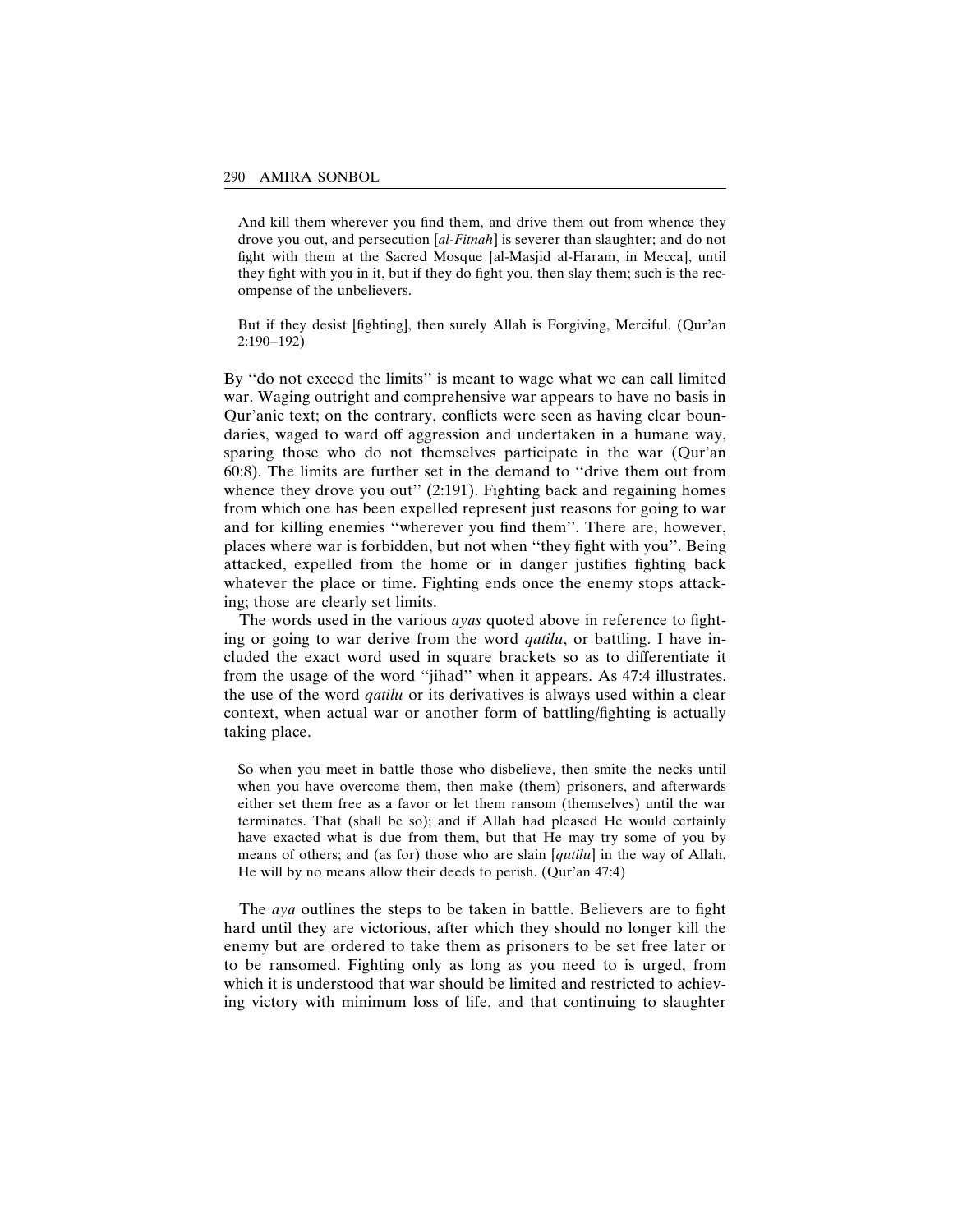> And kill them wherever you find them, and drive them out from whence they drove you out, and persecution [*al-Fitnah*] is severer than slaughter; and do not fight with them at the Sacred Mosque [al-Masjid al-Haram, in Mecca], until they fight with you in it, but if they do fight you, then slay them; such is the recompense of the unbelievers.
>
> But if they desist [fighting], then surely Allah is Forgiving, Merciful. (Qur'an 2:190–192)

By "do not exceed the limits" is meant to wage what we can call limited war. Waging outright and comprehensive war appears to have no basis in Qur'anic text; on the contrary, conflicts were seen as having clear boundaries, waged to ward off aggression and undertaken in a humane way, sparing those who do not themselves participate in the war (Qur'an 60:8). The limits are further set in the demand to "drive them out from whence they drove you out" (2:191). Fighting back and regaining homes from which one has been expelled represent just reasons for going to war and for killing enemies "wherever you find them". There are, however, places where war is forbidden, but not when "they fight with you". Being attacked, expelled from the home or in danger justifies fighting back whatever the place or time. Fighting ends once the enemy stops attacking; those are clearly set limits.

The words used in the various *ayas* quoted above in reference to fighting or going to war derive from the word *qatilu*, or battling. I have included the exact word used in square brackets so as to differentiate it from the usage of the word "jihad" when it appears. As 47:4 illustrates, the use of the word *qatilu* or its derivatives is always used within a clear context, when actual war or another form of battling/fighting is actually taking place.

> So when you meet in battle those who disbelieve, then smite the necks until when you have overcome them, then make (them) prisoners, and afterwards either set them free as a favor or let them ransom (themselves) until the war terminates. That (shall be so); and if Allah had pleased He would certainly have exacted what is due from them, but that He may try some of you by means of others; and (as for) those who are slain [*qutilu*] in the way of Allah, He will by no means allow their deeds to perish. (Qur'an 47:4)

The *aya* outlines the steps to be taken in battle. Believers are to fight hard until they are victorious, after which they should no longer kill the enemy but are ordered to take them as prisoners to be set free later or to be ransomed. Fighting only as long as you need to is urged, from which it is understood that war should be limited and restricted to achieving victory with minimum loss of life, and that continuing to slaughter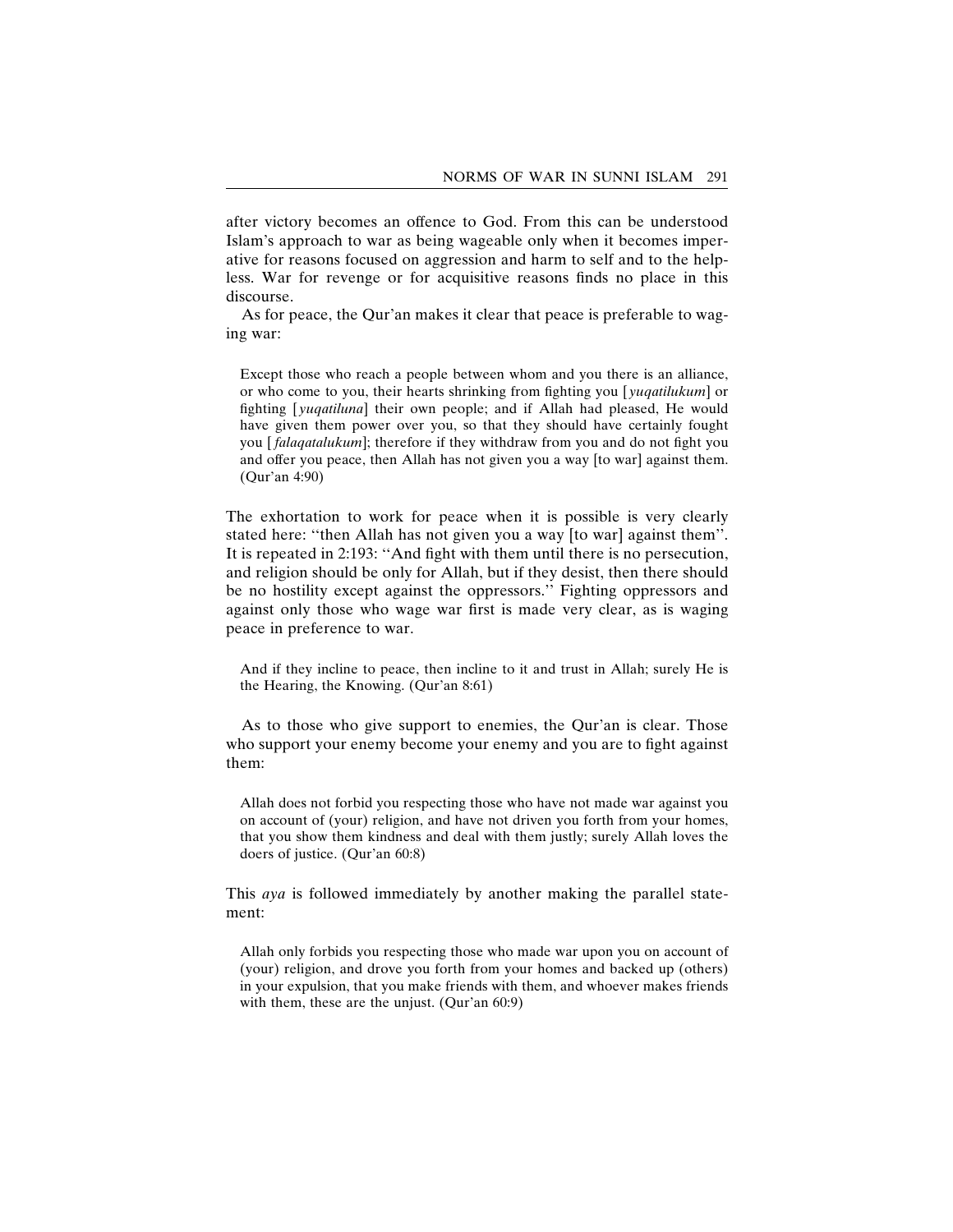after victory becomes an offence to God. From this can be understood Islam's approach to war as being wageable only when it becomes imperative for reasons focused on aggression and harm to self and to the helpless. War for revenge or for acquisitive reasons finds no place in this discourse.

As for peace, the Qur'an makes it clear that peace is preferable to waging war:

> Except those who reach a people between whom and you there is an alliance, or who come to you, their hearts shrinking from fighting you [*yuqatilukum*] or fighting [*yuqatiluna*] their own people; and if Allah had pleased, He would have given them power over you, so that they should have certainly fought you [*falaqatalukum*]; therefore if they withdraw from you and do not fight you and offer you peace, then Allah has not given you a way [to war] against them. (Qur'an 4:90)

The exhortation to work for peace when it is possible is very clearly stated here: ''then Allah has not given you a way [to war] against them''. It is repeated in 2:193: ''And fight with them until there is no persecution, and religion should be only for Allah, but if they desist, then there should be no hostility except against the oppressors.'' Fighting oppressors and against only those who wage war first is made very clear, as is waging peace in preference to war.

> And if they incline to peace, then incline to it and trust in Allah; surely He is the Hearing, the Knowing. (Qur'an 8:61)

As to those who give support to enemies, the Qur'an is clear. Those who support your enemy become your enemy and you are to fight against them:

> Allah does not forbid you respecting those who have not made war against you on account of (your) religion, and have not driven you forth from your homes, that you show them kindness and deal with them justly; surely Allah loves the doers of justice. (Qur'an 60:8)

This *aya* is followed immediately by another making the parallel statement:

> Allah only forbids you respecting those who made war upon you on account of (your) religion, and drove you forth from your homes and backed up (others) in your expulsion, that you make friends with them, and whoever makes friends with them, these are the unjust. (Qur'an 60:9)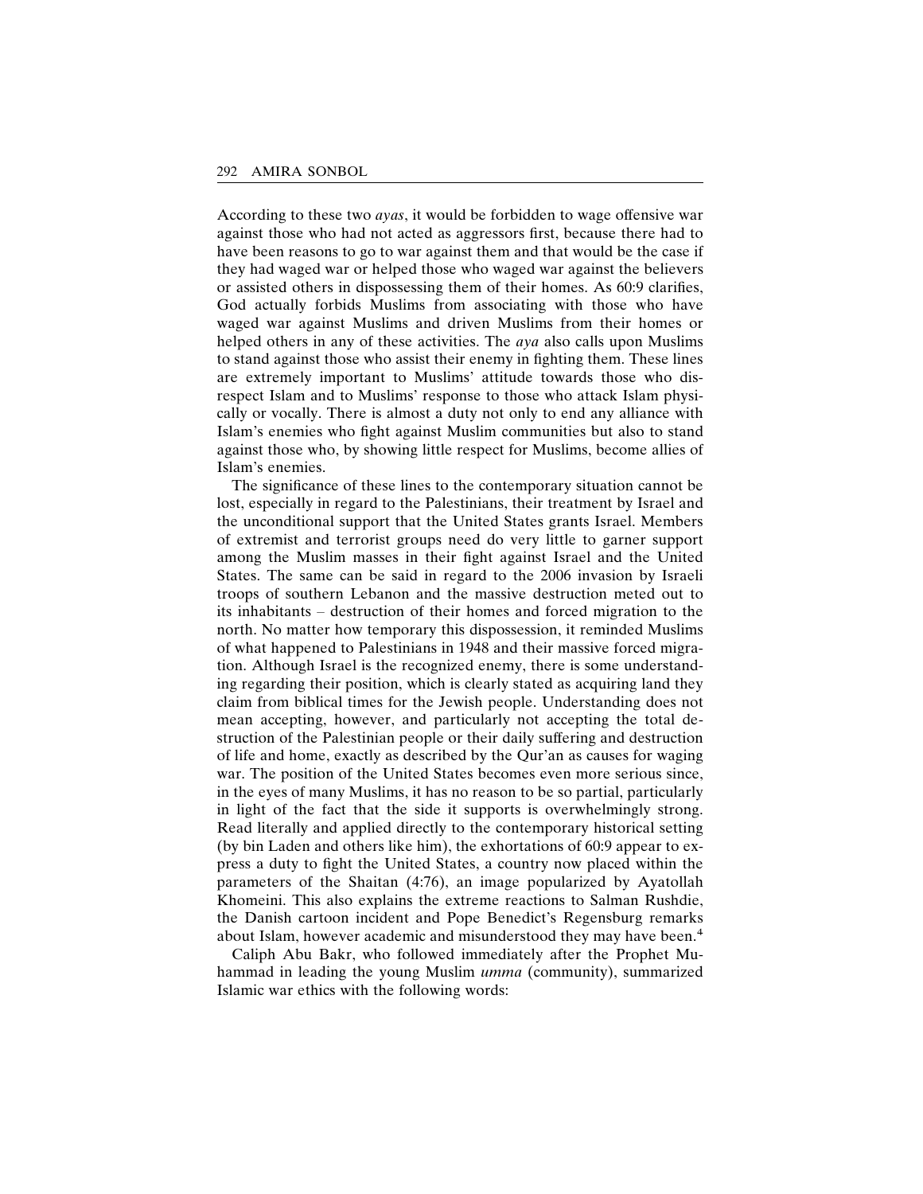According to these two *ayas*, it would be forbidden to wage offensive war against those who had not acted as aggressors first, because there had to have been reasons to go to war against them and that would be the case if they had waged war or helped those who waged war against the believers or assisted others in dispossessing them of their homes. As 60:9 clarifies, God actually forbids Muslims from associating with those who have waged war against Muslims and driven Muslims from their homes or helped others in any of these activities. The *aya* also calls upon Muslims to stand against those who assist their enemy in fighting them. These lines are extremely important to Muslims' attitude towards those who disrespect Islam and to Muslims' response to those who attack Islam physically or vocally. There is almost a duty not only to end any alliance with Islam's enemies who fight against Muslim communities but also to stand against those who, by showing little respect for Muslims, become allies of Islam's enemies.

The significance of these lines to the contemporary situation cannot be lost, especially in regard to the Palestinians, their treatment by Israel and the unconditional support that the United States grants Israel. Members of extremist and terrorist groups need do very little to garner support among the Muslim masses in their fight against Israel and the United States. The same can be said in regard to the 2006 invasion by Israeli troops of southern Lebanon and the massive destruction meted out to its inhabitants – destruction of their homes and forced migration to the north. No matter how temporary this dispossession, it reminded Muslims of what happened to Palestinians in 1948 and their massive forced migration. Although Israel is the recognized enemy, there is some understanding regarding their position, which is clearly stated as acquiring land they claim from biblical times for the Jewish people. Understanding does not mean accepting, however, and particularly not accepting the total destruction of the Palestinian people or their daily suffering and destruction of life and home, exactly as described by the Qur'an as causes for waging war. The position of the United States becomes even more serious since, in the eyes of many Muslims, it has no reason to be so partial, particularly in light of the fact that the side it supports is overwhelmingly strong. Read literally and applied directly to the contemporary historical setting (by bin Laden and others like him), the exhortations of 60:9 appear to express a duty to fight the United States, a country now placed within the parameters of the Shaitan (4:76), an image popularized by Ayatollah Khomeini. This also explains the extreme reactions to Salman Rushdie, the Danish cartoon incident and Pope Benedict's Regensburg remarks about Islam, however academic and misunderstood they may have been.[4]

Caliph Abu Bakr, who followed immediately after the Prophet Muhammad in leading the young Muslim *umma* (community), summarized Islamic war ethics with the following words: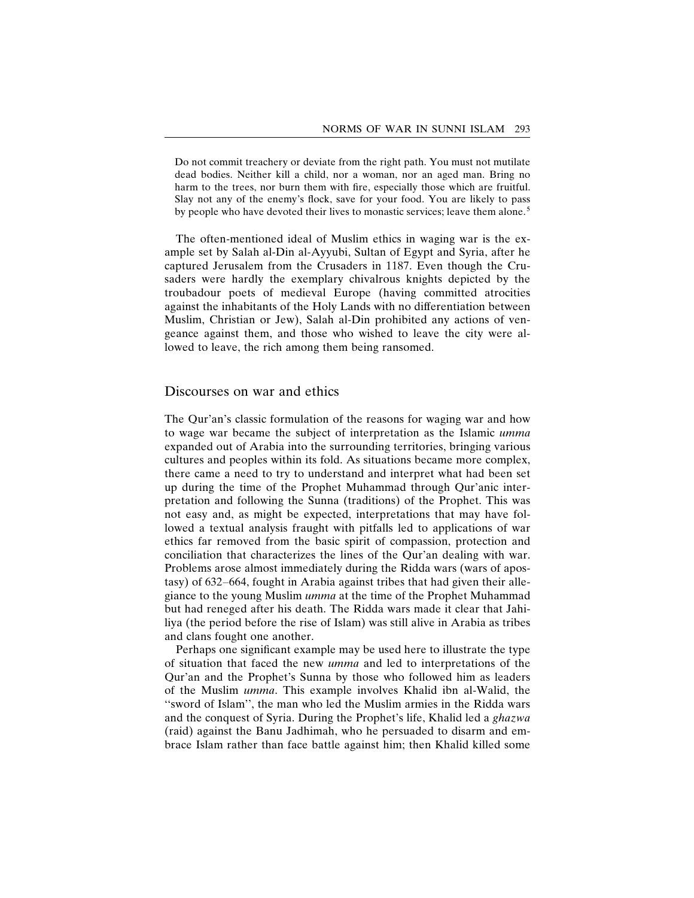> Do not commit treachery or deviate from the right path. You must not mutilate dead bodies. Neither kill a child, nor a woman, nor an aged man. Bring no harm to the trees, nor burn them with fire, especially those which are fruitful. Slay not any of the enemy's flock, save for your food. You are likely to pass by people who have devoted their lives to monastic services; leave them alone.[5]

The often-mentioned ideal of Muslim ethics in waging war is the example set by Salah al-Din al-Ayyubi, Sultan of Egypt and Syria, after he captured Jerusalem from the Crusaders in 1187. Even though the Crusaders were hardly the exemplary chivalrous knights depicted by the troubadour poets of medieval Europe (having committed atrocities against the inhabitants of the Holy Lands with no differentiation between Muslim, Christian or Jew), Salah al-Din prohibited any actions of vengeance against them, and those who wished to leave the city were allowed to leave, the rich among them being ransomed.

## Discourses on war and ethics

The Qur'an's classic formulation of the reasons for waging war and how to wage war became the subject of interpretation as the Islamic *umma* expanded out of Arabia into the surrounding territories, bringing various cultures and peoples within its fold. As situations became more complex, there came a need to try to understand and interpret what had been set up during the time of the Prophet Muhammad through Qur'anic interpretation and following the Sunna (traditions) of the Prophet. This was not easy and, as might be expected, interpretations that may have followed a textual analysis fraught with pitfalls led to applications of war ethics far removed from the basic spirit of compassion, protection and conciliation that characterizes the lines of the Qur'an dealing with war. Problems arose almost immediately during the Ridda wars (wars of apostasy) of 632–664, fought in Arabia against tribes that had given their allegiance to the young Muslim *umma* at the time of the Prophet Muhammad but had reneged after his death. The Ridda wars made it clear that Jahiliya (the period before the rise of Islam) was still alive in Arabia as tribes and clans fought one another.

Perhaps one significant example may be used here to illustrate the type of situation that faced the new *umma* and led to interpretations of the Qur'an and the Prophet's Sunna by those who followed him as leaders of the Muslim *umma*. This example involves Khalid ibn al-Walid, the "sword of Islam", the man who led the Muslim armies in the Ridda wars and the conquest of Syria. During the Prophet's life, Khalid led a *ghazwa* (raid) against the Banu Jadhimah, who he persuaded to disarm and embrace Islam rather than face battle against him; then Khalid killed some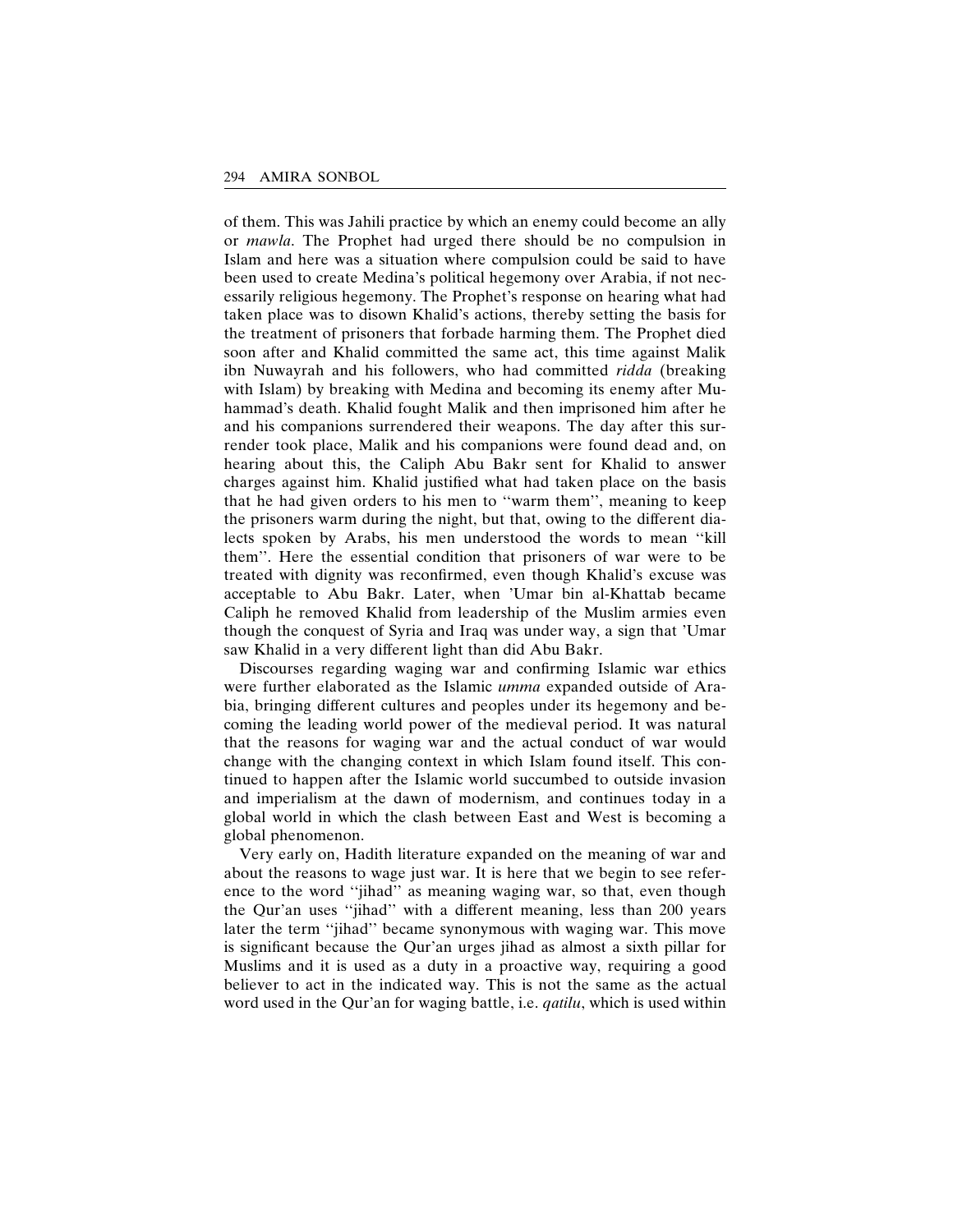of them. This was Jahili practice by which an enemy could become an ally or *mawla*. The Prophet had urged there should be no compulsion in Islam and here was a situation where compulsion could be said to have been used to create Medina's political hegemony over Arabia, if not necessarily religious hegemony. The Prophet's response on hearing what had taken place was to disown Khalid's actions, thereby setting the basis for the treatment of prisoners that forbade harming them. The Prophet died soon after and Khalid committed the same act, this time against Malik ibn Nuwayrah and his followers, who had committed *ridda* (breaking with Islam) by breaking with Medina and becoming its enemy after Muhammad's death. Khalid fought Malik and then imprisoned him after he and his companions surrendered their weapons. The day after this surrender took place, Malik and his companions were found dead and, on hearing about this, the Caliph Abu Bakr sent for Khalid to answer charges against him. Khalid justified what had taken place on the basis that he had given orders to his men to "warm them", meaning to keep the prisoners warm during the night, but that, owing to the different dialects spoken by Arabs, his men understood the words to mean "kill them". Here the essential condition that prisoners of war were to be treated with dignity was reconfirmed, even though Khalid's excuse was acceptable to Abu Bakr. Later, when 'Umar bin al-Khattab became Caliph he removed Khalid from leadership of the Muslim armies even though the conquest of Syria and Iraq was under way, a sign that 'Umar saw Khalid in a very different light than did Abu Bakr.

Discourses regarding waging war and confirming Islamic war ethics were further elaborated as the Islamic *umma* expanded outside of Arabia, bringing different cultures and peoples under its hegemony and becoming the leading world power of the medieval period. It was natural that the reasons for waging war and the actual conduct of war would change with the changing context in which Islam found itself. This continued to happen after the Islamic world succumbed to outside invasion and imperialism at the dawn of modernism, and continues today in a global world in which the clash between East and West is becoming a global phenomenon.

Very early on, Hadith literature expanded on the meaning of war and about the reasons to wage just war. It is here that we begin to see reference to the word "jihad" as meaning waging war, so that, even though the Qur'an uses "jihad" with a different meaning, less than 200 years later the term "jihad" became synonymous with waging war. This move is significant because the Qur'an urges jihad as almost a sixth pillar for Muslims and it is used as a duty in a proactive way, requiring a good believer to act in the indicated way. This is not the same as the actual word used in the Qur'an for waging battle, i.e. *qatilu*, which is used within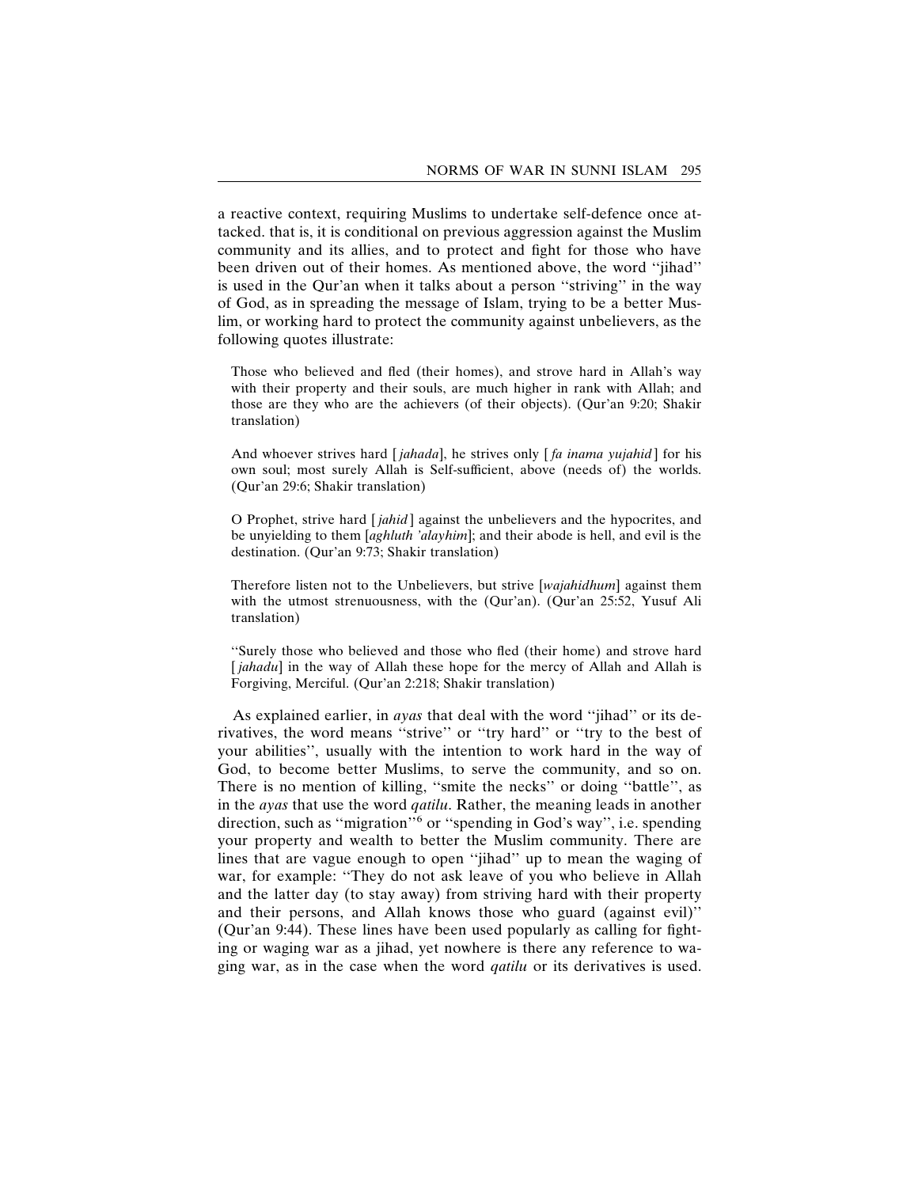a reactive context, requiring Muslims to undertake self-defence once attacked. that is, it is conditional on previous aggression against the Muslim community and its allies, and to protect and fight for those who have been driven out of their homes. As mentioned above, the word ''jihad'' is used in the Qur'an when it talks about a person ''striving'' in the way of God, as in spreading the message of Islam, trying to be a better Muslim, or working hard to protect the community against unbelievers, as the following quotes illustrate:

> Those who believed and fled (their homes), and strove hard in Allah's way with their property and their souls, are much higher in rank with Allah; and those are they who are the achievers (of their objects). (Qur'an 9:20; Shakir translation)

> And whoever strives hard [*jahada*], he strives only [*fa inama yujahid*] for his own soul; most surely Allah is Self-sufficient, above (needs of) the worlds. (Qur'an 29:6; Shakir translation)

> O Prophet, strive hard [*jahid*] against the unbelievers and the hypocrites, and be unyielding to them [*aghluth 'alayhim*]; and their abode is hell, and evil is the destination. (Qur'an 9:73; Shakir translation)

> Therefore listen not to the Unbelievers, but strive [*wajahidhum*] against them with the utmost strenuousness, with the (Qur'an). (Qur'an 25:52, Yusuf Ali translation)

> ''Surely those who believed and those who fled (their home) and strove hard [*jahadu*] in the way of Allah these hope for the mercy of Allah and Allah is Forgiving, Merciful. (Qur'an 2:218; Shakir translation)

As explained earlier, in *ayas* that deal with the word ''jihad'' or its derivatives, the word means ''strive'' or ''try hard'' or ''try to the best of your abilities'', usually with the intention to work hard in the way of God, to become better Muslims, to serve the community, and so on. There is no mention of killing, ''smite the necks'' or doing ''battle'', as in the *ayas* that use the word *qatilu*. Rather, the meaning leads in another direction, such as ''migration''[6] or ''spending in God's way'', i.e. spending your property and wealth to better the Muslim community. There are lines that are vague enough to open ''jihad'' up to mean the waging of war, for example: ''They do not ask leave of you who believe in Allah and the latter day (to stay away) from striving hard with their property and their persons, and Allah knows those who guard (against evil)'' (Qur'an 9:44). These lines have been used popularly as calling for fighting or waging war as a jihad, yet nowhere is there any reference to waging war, as in the case when the word *qatilu* or its derivatives is used.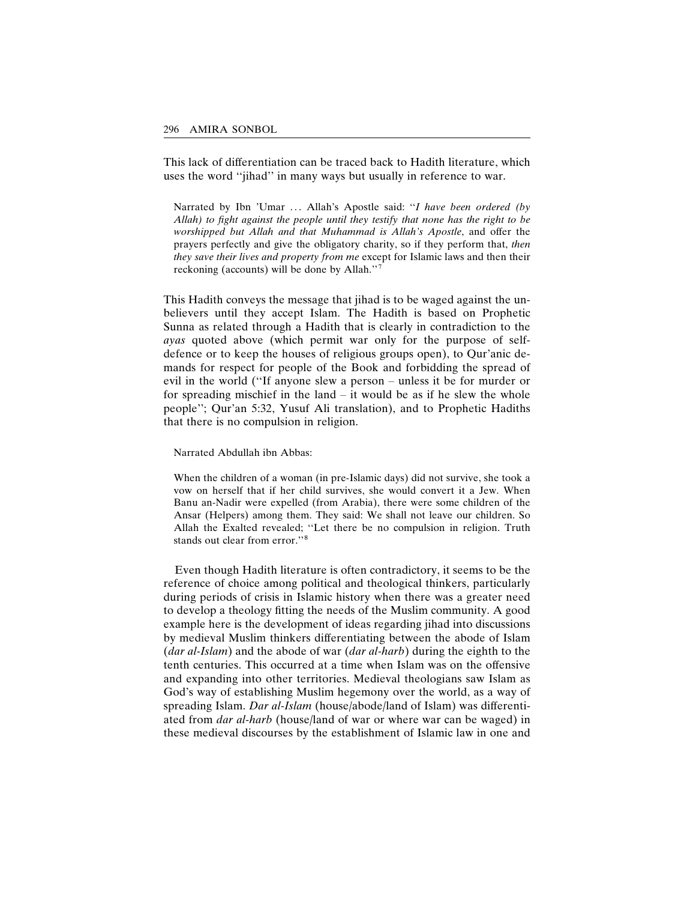This lack of differentiation can be traced back to Hadith literature, which uses the word "jihad" in many ways but usually in reference to war.

> Narrated by Ibn 'Umar ... Allah's Apostle said: "*I have been ordered (by Allah) to fight against the people until they testify that none has the right to be worshipped but Allah and that Muhammad is Allah's Apostle*, and offer the prayers perfectly and give the obligatory charity, so if they perform that, *then they save their lives and property from me* except for Islamic laws and then their reckoning (accounts) will be done by Allah."[7]

This Hadith conveys the message that jihad is to be waged against the unbelievers until they accept Islam. The Hadith is based on Prophetic Sunna as related through a Hadith that is clearly in contradiction to the *ayas* quoted above (which permit war only for the purpose of self-defence or to keep the houses of religious groups open), to Qur'anic demands for respect for people of the Book and forbidding the spread of evil in the world ("If anyone slew a person – unless it be for murder or for spreading mischief in the land – it would be as if he slew the whole people"; Qur'an 5:32, Yusuf Ali translation), and to Prophetic Hadiths that there is no compulsion in religion.

> Narrated Abdullah ibn Abbas:
>
> When the children of a woman (in pre-Islamic days) did not survive, she took a vow on herself that if her child survives, she would convert it a Jew. When Banu an-Nadir were expelled (from Arabia), there were some children of the Ansar (Helpers) among them. They said: We shall not leave our children. So Allah the Exalted revealed; "Let there be no compulsion in religion. Truth stands out clear from error."[8]

Even though Hadith literature is often contradictory, it seems to be the reference of choice among political and theological thinkers, particularly during periods of crisis in Islamic history when there was a greater need to develop a theology fitting the needs of the Muslim community. A good example here is the development of ideas regarding jihad into discussions by medieval Muslim thinkers differentiating between the abode of Islam (*dar al-Islam*) and the abode of war (*dar al-harb*) during the eighth to the tenth centuries. This occurred at a time when Islam was on the offensive and expanding into other territories. Medieval theologians saw Islam as God's way of establishing Muslim hegemony over the world, as a way of spreading Islam. *Dar al-Islam* (house/abode/land of Islam) was differentiated from *dar al-harb* (house/land of war or where war can be waged) in these medieval discourses by the establishment of Islamic law in one and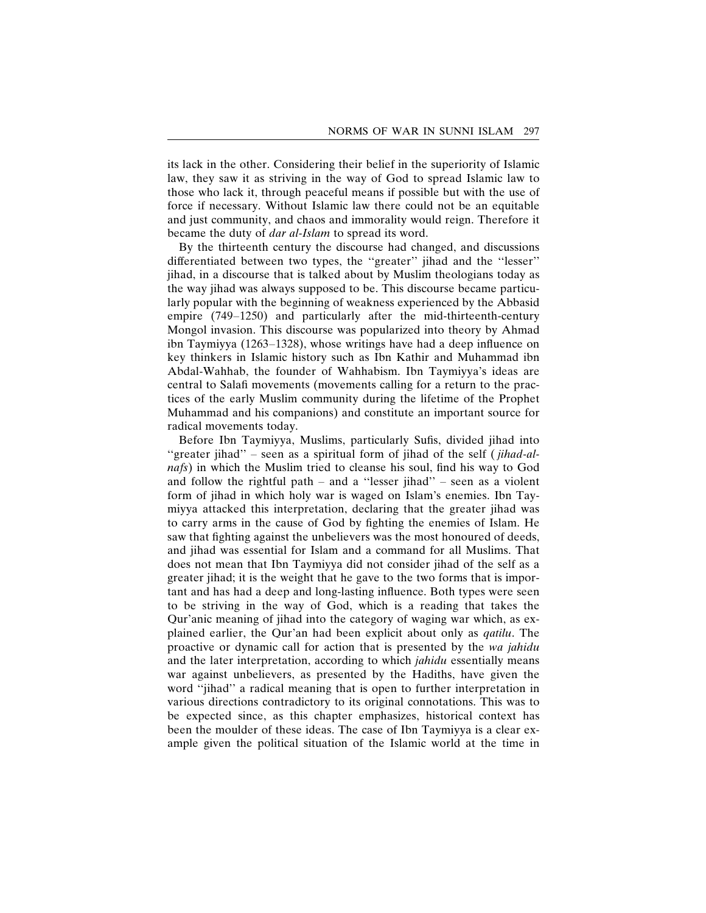its lack in the other. Considering their belief in the superiority of Islamic law, they saw it as striving in the way of God to spread Islamic law to those who lack it, through peaceful means if possible but with the use of force if necessary. Without Islamic law there could not be an equitable and just community, and chaos and immorality would reign. Therefore it became the duty of *dar al-Islam* to spread its word.

By the thirteenth century the discourse had changed, and discussions differentiated between two types, the ''greater'' jihad and the ''lesser'' jihad, in a discourse that is talked about by Muslim theologians today as the way jihad was always supposed to be. This discourse became particularly popular with the beginning of weakness experienced by the Abbasid empire (749–1250) and particularly after the mid-thirteenth-century Mongol invasion. This discourse was popularized into theory by Ahmad ibn Taymiyya (1263–1328), whose writings have had a deep influence on key thinkers in Islamic history such as Ibn Kathir and Muhammad ibn Abdal-Wahhab, the founder of Wahhabism. Ibn Taymiyya's ideas are central to Salafi movements (movements calling for a return to the practices of the early Muslim community during the lifetime of the Prophet Muhammad and his companions) and constitute an important source for radical movements today.

Before Ibn Taymiyya, Muslims, particularly Sufis, divided jihad into ''greater jihad'' – seen as a spiritual form of jihad of the self (*jihad-al-nafs*) in which the Muslim tried to cleanse his soul, find his way to God and follow the rightful path – and a ''lesser jihad'' – seen as a violent form of jihad in which holy war is waged on Islam's enemies. Ibn Taymiyya attacked this interpretation, declaring that the greater jihad was to carry arms in the cause of God by fighting the enemies of Islam. He saw that fighting against the unbelievers was the most honoured of deeds, and jihad was essential for Islam and a command for all Muslims. That does not mean that Ibn Taymiyya did not consider jihad of the self as a greater jihad; it is the weight that he gave to the two forms that is important and has had a deep and long-lasting influence. Both types were seen to be striving in the way of God, which is a reading that takes the Qur'anic meaning of jihad into the category of waging war which, as explained earlier, the Qur'an had been explicit about only as *qatilu*. The proactive or dynamic call for action that is presented by the *wa jahidu* and the later interpretation, according to which *jahidu* essentially means war against unbelievers, as presented by the Hadiths, have given the word ''jihad'' a radical meaning that is open to further interpretation in various directions contradictory to its original connotations. This was to be expected since, as this chapter emphasizes, historical context has been the moulder of these ideas. The case of Ibn Taymiyya is a clear example given the political situation of the Islamic world at the time in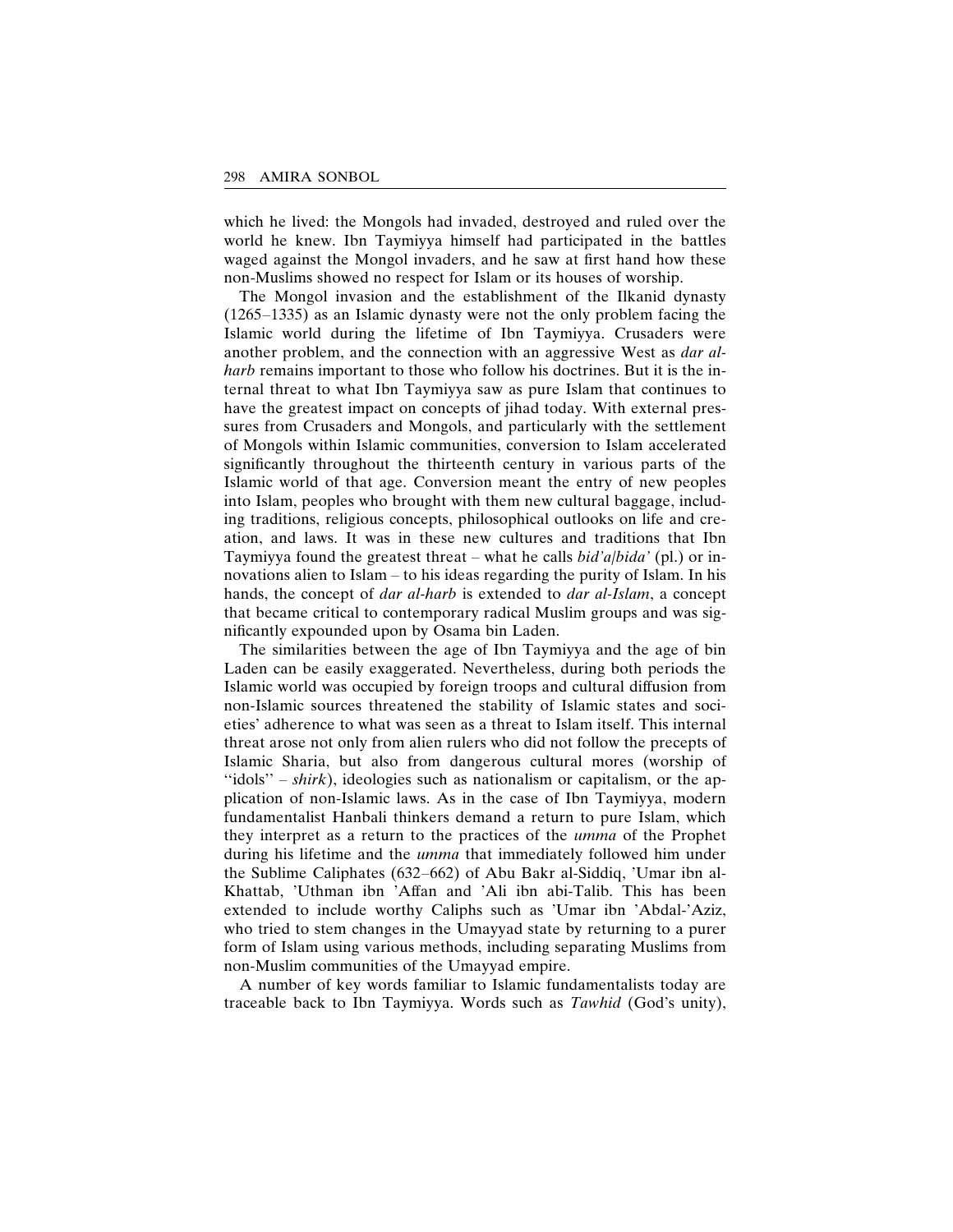which he lived: the Mongols had invaded, destroyed and ruled over the world he knew. Ibn Taymiyya himself had participated in the battles waged against the Mongol invaders, and he saw at first hand how these non-Muslims showed no respect for Islam or its houses of worship.

The Mongol invasion and the establishment of the Ilkanid dynasty (1265–1335) as an Islamic dynasty were not the only problem facing the Islamic world during the lifetime of Ibn Taymiyya. Crusaders were another problem, and the connection with an aggressive West as *dar al-harb* remains important to those who follow his doctrines. But it is the internal threat to what Ibn Taymiyya saw as pure Islam that continues to have the greatest impact on concepts of jihad today. With external pressures from Crusaders and Mongols, and particularly with the settlement of Mongols within Islamic communities, conversion to Islam accelerated significantly throughout the thirteenth century in various parts of the Islamic world of that age. Conversion meant the entry of new peoples into Islam, peoples who brought with them new cultural baggage, including traditions, religious concepts, philosophical outlooks on life and creation, and laws. It was in these new cultures and traditions that Ibn Taymiyya found the greatest threat – what he calls *bid'a/bida'* (pl.) or innovations alien to Islam – to his ideas regarding the purity of Islam. In his hands, the concept of *dar al-harb* is extended to *dar al-Islam*, a concept that became critical to contemporary radical Muslim groups and was significantly expounded upon by Osama bin Laden.

The similarities between the age of Ibn Taymiyya and the age of bin Laden can be easily exaggerated. Nevertheless, during both periods the Islamic world was occupied by foreign troops and cultural diffusion from non-Islamic sources threatened the stability of Islamic states and societies' adherence to what was seen as a threat to Islam itself. This internal threat arose not only from alien rulers who did not follow the precepts of Islamic Sharia, but also from dangerous cultural mores (worship of "idols" – *shirk*), ideologies such as nationalism or capitalism, or the application of non-Islamic laws. As in the case of Ibn Taymiyya, modern fundamentalist Hanbali thinkers demand a return to pure Islam, which they interpret as a return to the practices of the *umma* of the Prophet during his lifetime and the *umma* that immediately followed him under the Sublime Caliphates (632–662) of Abu Bakr al-Siddiq, 'Umar ibn al-Khattab, 'Uthman ibn 'Affan and 'Ali ibn abi-Talib. This has been extended to include worthy Caliphs such as 'Umar ibn 'Abdal-'Aziz, who tried to stem changes in the Umayyad state by returning to a purer form of Islam using various methods, including separating Muslims from non-Muslim communities of the Umayyad empire.

A number of key words familiar to Islamic fundamentalists today are traceable back to Ibn Taymiyya. Words such as *Tawhid* (God's unity),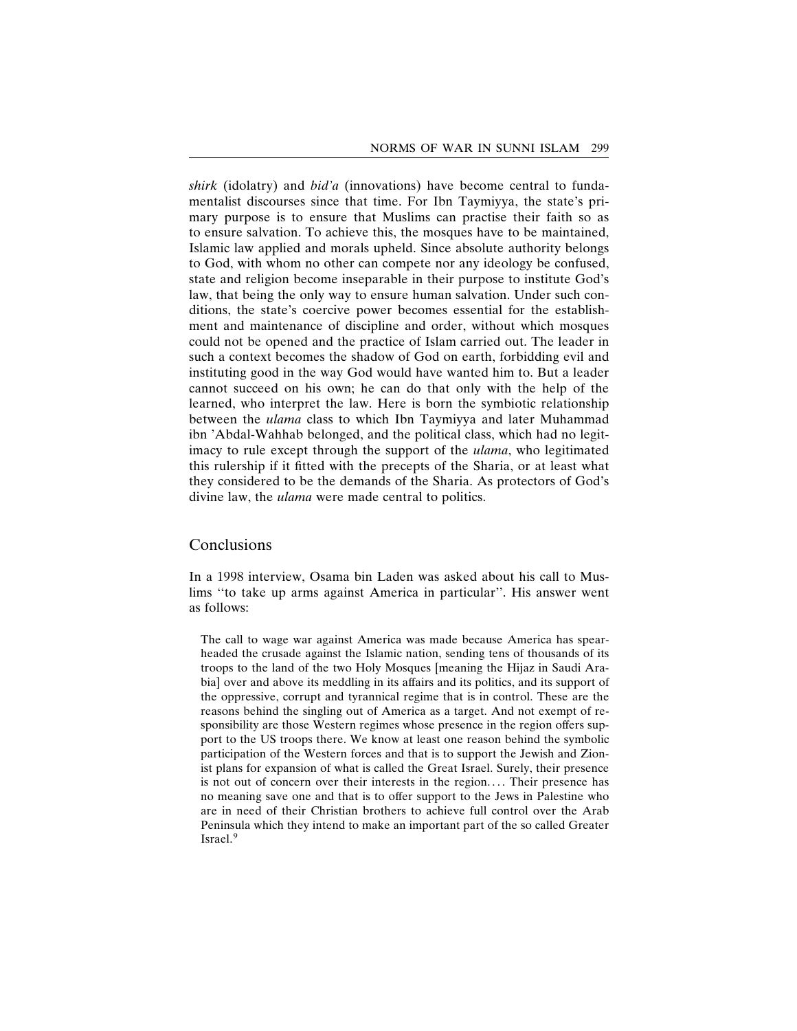*shirk* (idolatry) and *bid'a* (innovations) have become central to fundamentalist discourses since that time. For Ibn Taymiyya, the state's primary purpose is to ensure that Muslims can practise their faith so as to ensure salvation. To achieve this, the mosques have to be maintained, Islamic law applied and morals upheld. Since absolute authority belongs to God, with whom no other can compete nor any ideology be confused, state and religion become inseparable in their purpose to institute God's law, that being the only way to ensure human salvation. Under such conditions, the state's coercive power becomes essential for the establishment and maintenance of discipline and order, without which mosques could not be opened and the practice of Islam carried out. The leader in such a context becomes the shadow of God on earth, forbidding evil and instituting good in the way God would have wanted him to. But a leader cannot succeed on his own; he can do that only with the help of the learned, who interpret the law. Here is born the symbiotic relationship between the *ulama* class to which Ibn Taymiyya and later Muhammad ibn 'Abdal-Wahhab belonged, and the political class, which had no legitimacy to rule except through the support of the *ulama*, who legitimated this rulership if it fitted with the precepts of the Sharia, or at least what they considered to be the demands of the Sharia. As protectors of God's divine law, the *ulama* were made central to politics.

## Conclusions

In a 1998 interview, Osama bin Laden was asked about his call to Muslims "to take up arms against America in particular". His answer went as follows:

> The call to wage war against America was made because America has spearheaded the crusade against the Islamic nation, sending tens of thousands of its troops to the land of the two Holy Mosques [meaning the Hijaz in Saudi Arabia] over and above its meddling in its affairs and its politics, and its support of the oppressive, corrupt and tyrannical regime that is in control. These are the reasons behind the singling out of America as a target. And not exempt of responsibility are those Western regimes whose presence in the region offers support to the US troops there. We know at least one reason behind the symbolic participation of the Western forces and that is to support the Jewish and Zionist plans for expansion of what is called the Great Israel. Surely, their presence is not out of concern over their interests in the region.... Their presence has no meaning save one and that is to offer support to the Jews in Palestine who are in need of their Christian brothers to achieve full control over the Arab Peninsula which they intend to make an important part of the so called Greater Israel.[9]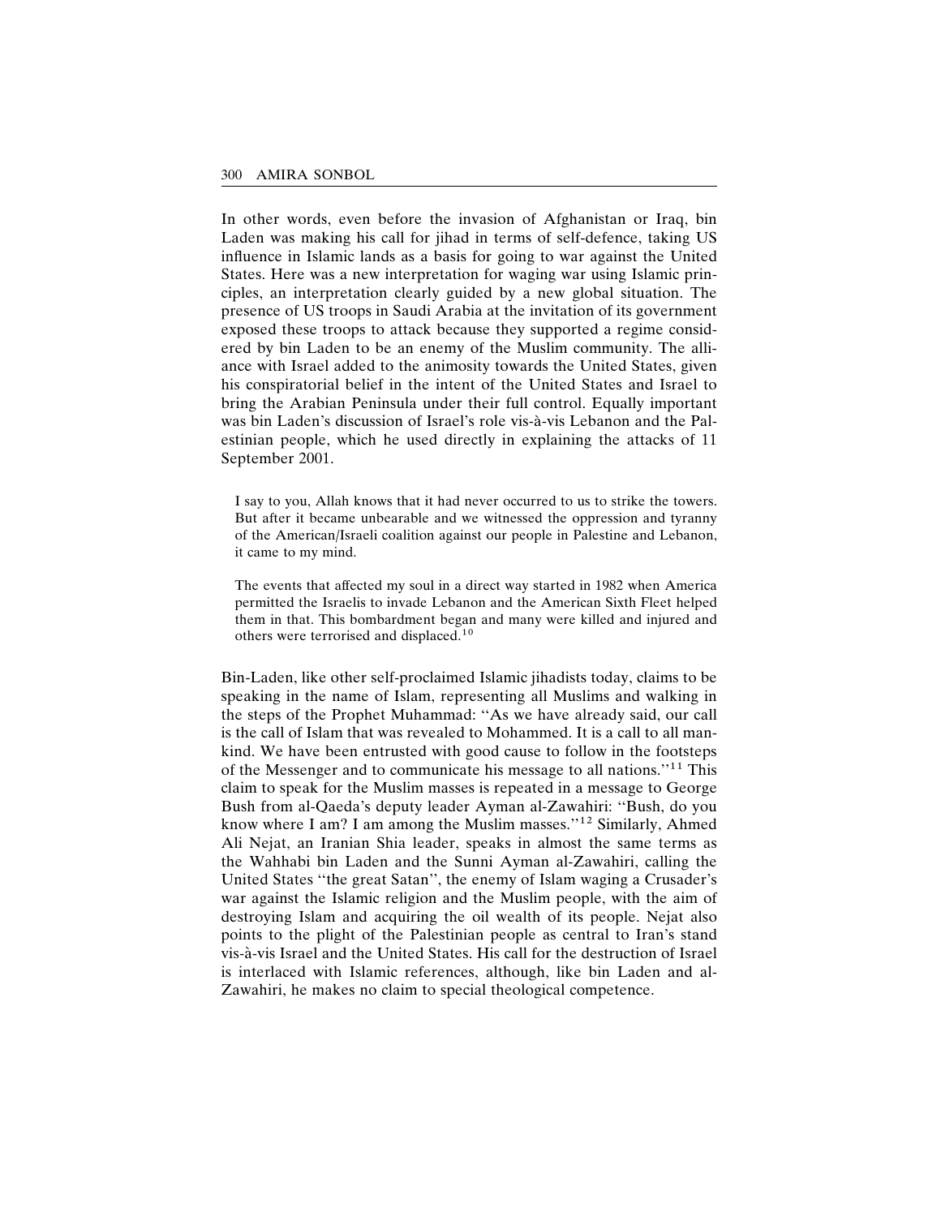In other words, even before the invasion of Afghanistan or Iraq, bin Laden was making his call for jihad in terms of self-defence, taking US influence in Islamic lands as a basis for going to war against the United States. Here was a new interpretation for waging war using Islamic principles, an interpretation clearly guided by a new global situation. The presence of US troops in Saudi Arabia at the invitation of its government exposed these troops to attack because they supported a regime considered by bin Laden to be an enemy of the Muslim community. The alliance with Israel added to the animosity towards the United States, given his conspiratorial belief in the intent of the United States and Israel to bring the Arabian Peninsula under their full control. Equally important was bin Laden's discussion of Israel's role vis-à-vis Lebanon and the Palestinian people, which he used directly in explaining the attacks of 11 September 2001.

> I say to you, Allah knows that it had never occurred to us to strike the towers. But after it became unbearable and we witnessed the oppression and tyranny of the American/Israeli coalition against our people in Palestine and Lebanon, it came to my mind.
>
> The events that affected my soul in a direct way started in 1982 when America permitted the Israelis to invade Lebanon and the American Sixth Fleet helped them in that. This bombardment began and many were killed and injured and others were terrorised and displaced.[10]

Bin-Laden, like other self-proclaimed Islamic jihadists today, claims to be speaking in the name of Islam, representing all Muslims and walking in the steps of the Prophet Muhammad: "As we have already said, our call is the call of Islam that was revealed to Mohammed. It is a call to all mankind. We have been entrusted with good cause to follow in the footsteps of the Messenger and to communicate his message to all nations."[11] This claim to speak for the Muslim masses is repeated in a message to George Bush from al-Qaeda's deputy leader Ayman al-Zawahiri: "Bush, do you know where I am? I am among the Muslim masses."[12] Similarly, Ahmed Ali Nejat, an Iranian Shia leader, speaks in almost the same terms as the Wahhabi bin Laden and the Sunni Ayman al-Zawahiri, calling the United States "the great Satan", the enemy of Islam waging a Crusader's war against the Islamic religion and the Muslim people, with the aim of destroying Islam and acquiring the oil wealth of its people. Nejat also points to the plight of the Palestinian people as central to Iran's stand vis-à-vis Israel and the United States. His call for the destruction of Israel is interlaced with Islamic references, although, like bin Laden and al-Zawahiri, he makes no claim to special theological competence.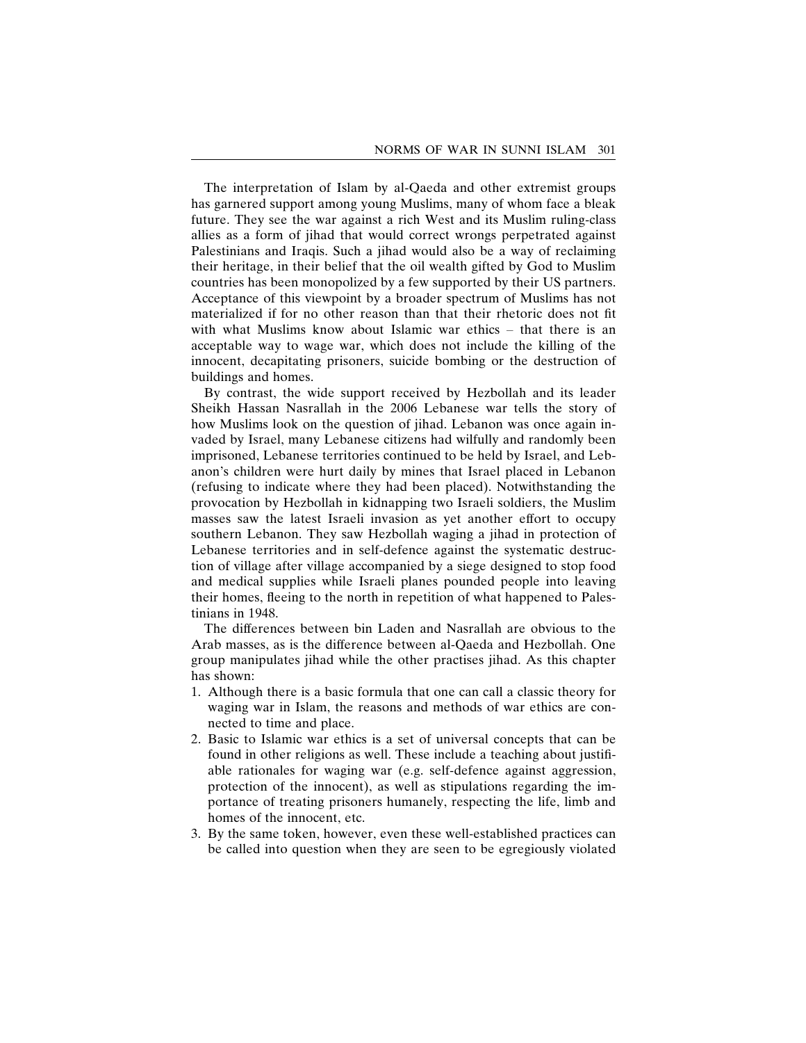The interpretation of Islam by al-Qaeda and other extremist groups has garnered support among young Muslims, many of whom face a bleak future. They see the war against a rich West and its Muslim ruling-class allies as a form of jihad that would correct wrongs perpetrated against Palestinians and Iraqis. Such a jihad would also be a way of reclaiming their heritage, in their belief that the oil wealth gifted by God to Muslim countries has been monopolized by a few supported by their US partners. Acceptance of this viewpoint by a broader spectrum of Muslims has not materialized if for no other reason than that their rhetoric does not fit with what Muslims know about Islamic war ethics – that there is an acceptable way to wage war, which does not include the killing of the innocent, decapitating prisoners, suicide bombing or the destruction of buildings and homes.

By contrast, the wide support received by Hezbollah and its leader Sheikh Hassan Nasrallah in the 2006 Lebanese war tells the story of how Muslims look on the question of jihad. Lebanon was once again invaded by Israel, many Lebanese citizens had wilfully and randomly been imprisoned, Lebanese territories continued to be held by Israel, and Lebanon's children were hurt daily by mines that Israel placed in Lebanon (refusing to indicate where they had been placed). Notwithstanding the provocation by Hezbollah in kidnapping two Israeli soldiers, the Muslim masses saw the latest Israeli invasion as yet another effort to occupy southern Lebanon. They saw Hezbollah waging a jihad in protection of Lebanese territories and in self-defence against the systematic destruction of village after village accompanied by a siege designed to stop food and medical supplies while Israeli planes pounded people into leaving their homes, fleeing to the north in repetition of what happened to Palestinians in 1948.

The differences between bin Laden and Nasrallah are obvious to the Arab masses, as is the difference between al-Qaeda and Hezbollah. One group manipulates jihad while the other practises jihad. As this chapter has shown:

1. Although there is a basic formula that one can call a classic theory for waging war in Islam, the reasons and methods of war ethics are connected to time and place.
2. Basic to Islamic war ethics is a set of universal concepts that can be found in other religions as well. These include a teaching about justifiable rationales for waging war (e.g. self-defence against aggression, protection of the innocent), as well as stipulations regarding the importance of treating prisoners humanely, respecting the life, limb and homes of the innocent, etc.
3. By the same token, however, even these well-established practices can be called into question when they are seen to be egregiously violated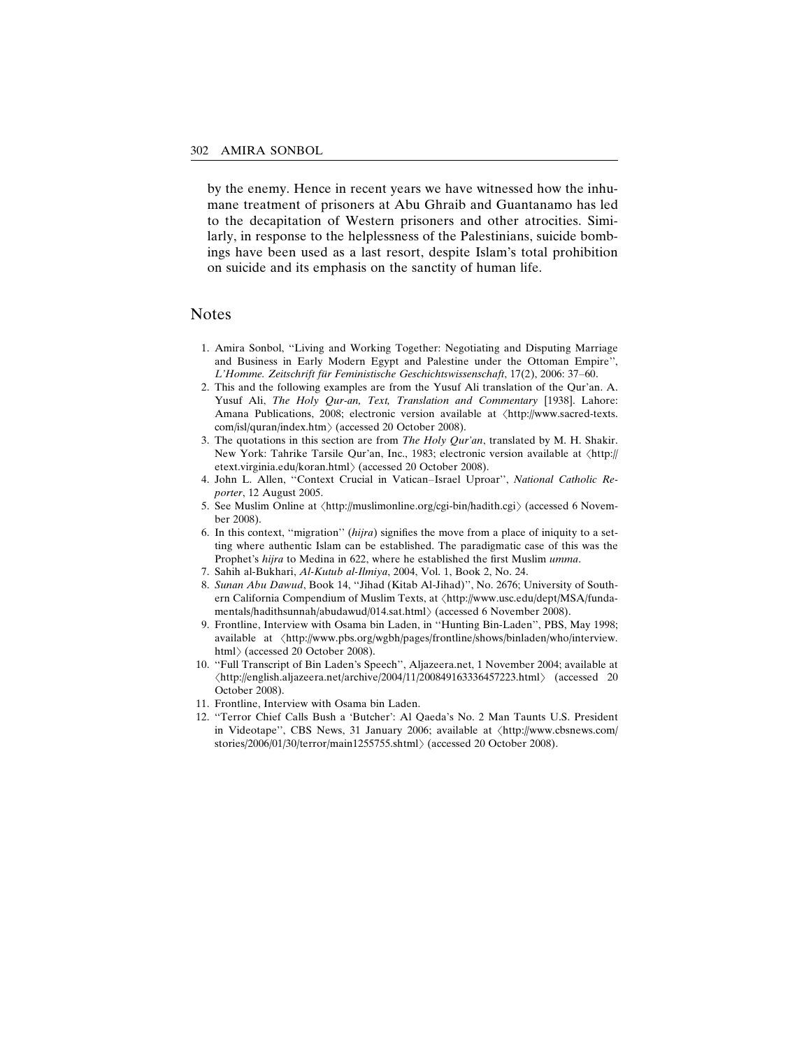by the enemy. Hence in recent years we have witnessed how the inhumane treatment of prisoners at Abu Ghraib and Guantanamo has led to the decapitation of Western prisoners and other atrocities. Similarly, in response to the helplessness of the Palestinians, suicide bombings have been used as a last resort, despite Islam's total prohibition on suicide and its emphasis on the sanctity of human life.

## Notes

1. Amira Sonbol, ''Living and Working Together: Negotiating and Disputing Marriage and Business in Early Modern Egypt and Palestine under the Ottoman Empire'', *L'Homme. Zeitschrift für Feministische Geschichtswissenschaft*, 17(2), 2006: 37–60.
2. This and the following examples are from the Yusuf Ali translation of the Qur'an. A. Yusuf Ali, *The Holy Qur-an, Text, Translation and Commentary* [1938]. Lahore: Amana Publications, 2008; electronic version available at ⟨http://www.sacred-texts.com/isl/quran/index.htm⟩ (accessed 20 October 2008).
3. The quotations in this section are from *The Holy Qur'an*, translated by M. H. Shakir. New York: Tahrike Tarsile Qur'an, Inc., 1983; electronic version available at ⟨http://etext.virginia.edu/koran.html⟩ (accessed 20 October 2008).
4. John L. Allen, ''Context Crucial in Vatican–Israel Uproar'', *National Catholic Reporter*, 12 August 2005.
5. See Muslim Online at ⟨http://muslimonline.org/cgi-bin/hadith.cgi⟩ (accessed 6 November 2008).
6. In this context, ''migration'' (*hijra*) signifies the move from a place of iniquity to a setting where authentic Islam can be established. The paradigmatic case of this was the Prophet's *hijra* to Medina in 622, where he established the first Muslim *umma*.
7. Sahih al-Bukhari, *Al-Kutub al-Ilmiya*, 2004, Vol. 1, Book 2, No. 24.
8. *Sunan Abu Dawud*, Book 14, ''Jihad (Kitab Al-Jihad)'', No. 2676; University of Southern California Compendium of Muslim Texts, at ⟨http://www.usc.edu/dept/MSA/fundamentals/hadithsunnah/abudawud/014.sat.html⟩ (accessed 6 November 2008).
9. Frontline, Interview with Osama bin Laden, in ''Hunting Bin-Laden'', PBS, May 1998; available at ⟨http://www.pbs.org/wgbh/pages/frontline/shows/binladen/who/interview.html⟩ (accessed 20 October 2008).
10. ''Full Transcript of Bin Laden's Speech'', Aljazeera.net, 1 November 2004; available at ⟨http://english.aljazeera.net/archive/2004/11/200849163336457223.html⟩ (accessed 20 October 2008).
11. Frontline, Interview with Osama bin Laden.
12. ''Terror Chief Calls Bush a 'Butcher': Al Qaeda's No. 2 Man Taunts U.S. President in Videotape'', CBS News, 31 January 2006; available at ⟨http://www.cbsnews.com/stories/2006/01/30/terror/main1255755.shtml⟩ (accessed 20 October 2008).